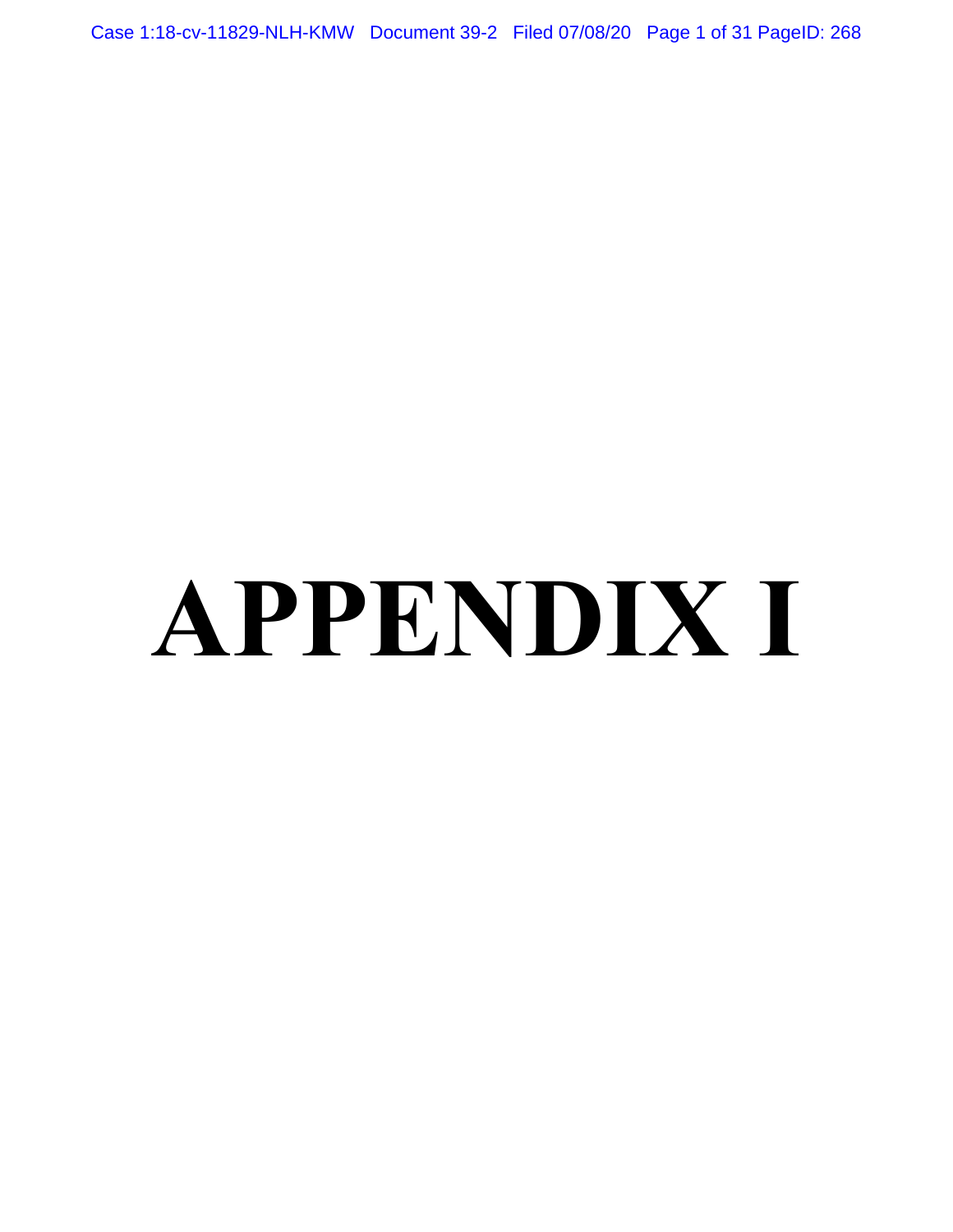# APPENDIX I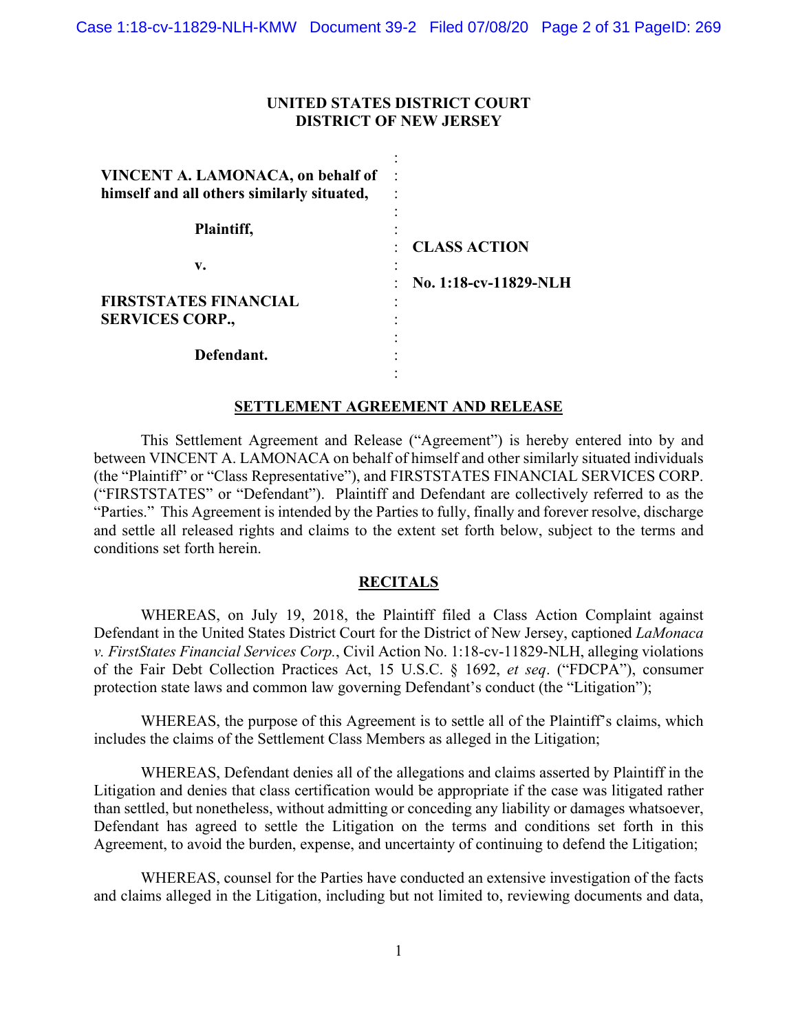**UNITED STATES DISTRICT COURT**
**DISTRICT OF NEW JERSEY**

| | | |
|---|---|---|
| **VINCENT A. LAMONACA, on behalf of himself and all others similarly situated,** | : | |
| **Plaintiff,** | : | **CLASS ACTION** |
| **v.** | : | **No. 1:18-cv-11829-NLH** |
| **FIRSTSTATES FINANCIAL SERVICES CORP.,** | : | |
| **Defendant.** | : | |

## SETTLEMENT AGREEMENT AND RELEASE

This Settlement Agreement and Release ("Agreement") is hereby entered into by and between VINCENT A. LAMONACA on behalf of himself and other similarly situated individuals (the "Plaintiff" or "Class Representative"), and FIRSTSTATES FINANCIAL SERVICES CORP. ("FIRSTSTATES" or "Defendant"). Plaintiff and Defendant are collectively referred to as the "Parties." This Agreement is intended by the Parties to fully, finally and forever resolve, discharge and settle all released rights and claims to the extent set forth below, subject to the terms and conditions set forth herein.

## RECITALS

WHEREAS, on July 19, 2018, the Plaintiff filed a Class Action Complaint against Defendant in the United States District Court for the District of New Jersey, captioned *LaMonaca v. FirstStates Financial Services Corp.*, Civil Action No. 1:18-cv-11829-NLH, alleging violations of the Fair Debt Collection Practices Act, 15 U.S.C. § 1692, *et seq*. ("FDCPA"), consumer protection state laws and common law governing Defendant's conduct (the "Litigation");

WHEREAS, the purpose of this Agreement is to settle all of the Plaintiff's claims, which includes the claims of the Settlement Class Members as alleged in the Litigation;

WHEREAS, Defendant denies all of the allegations and claims asserted by Plaintiff in the Litigation and denies that class certification would be appropriate if the case was litigated rather than settled, but nonetheless, without admitting or conceding any liability or damages whatsoever, Defendant has agreed to settle the Litigation on the terms and conditions set forth in this Agreement, to avoid the burden, expense, and uncertainty of continuing to defend the Litigation;

WHEREAS, counsel for the Parties have conducted an extensive investigation of the facts and claims alleged in the Litigation, including but not limited to, reviewing documents and data,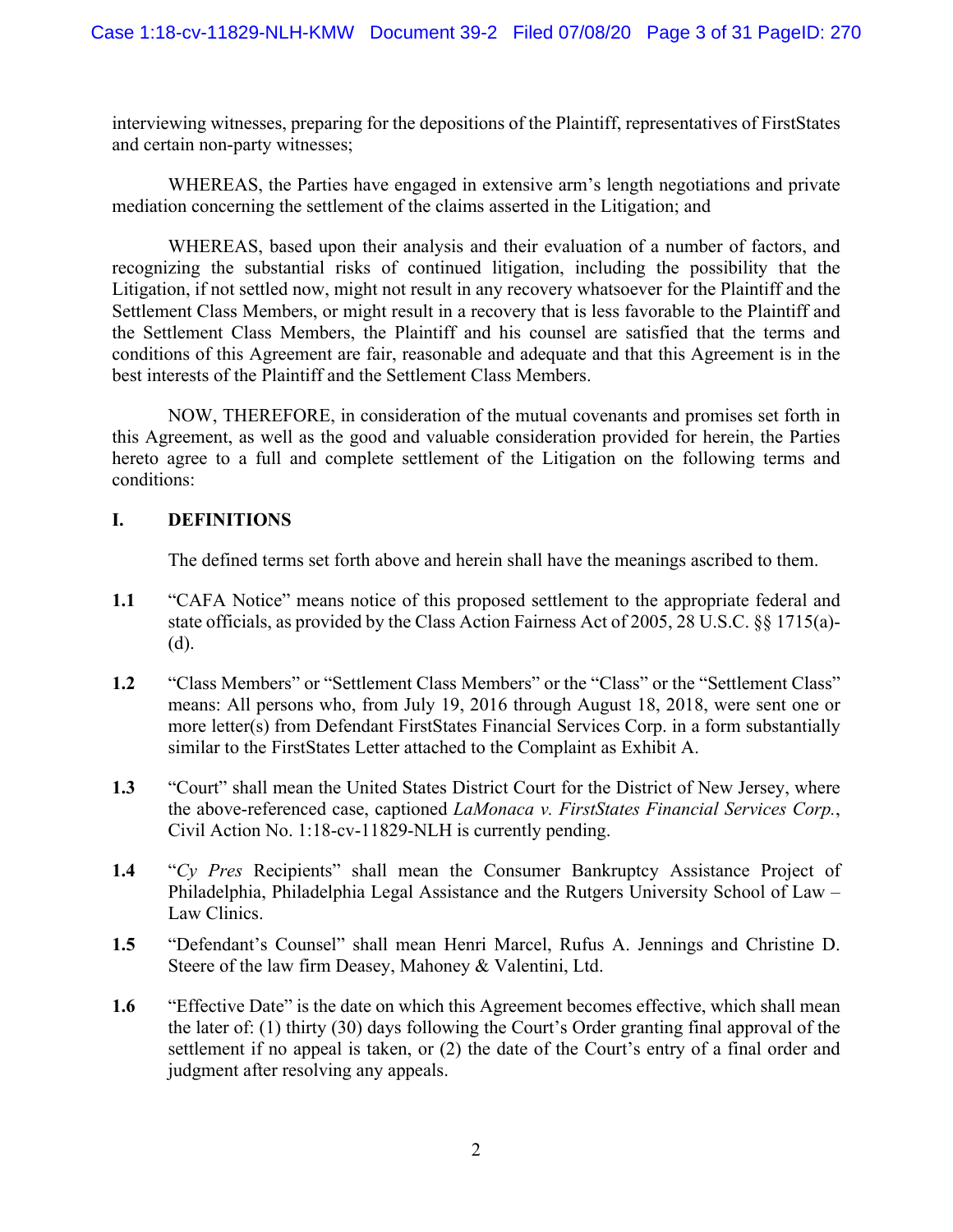interviewing witnesses, preparing for the depositions of the Plaintiff, representatives of FirstStates and certain non-party witnesses;

WHEREAS, the Parties have engaged in extensive arm's length negotiations and private mediation concerning the settlement of the claims asserted in the Litigation; and

WHEREAS, based upon their analysis and their evaluation of a number of factors, and recognizing the substantial risks of continued litigation, including the possibility that the Litigation, if not settled now, might not result in any recovery whatsoever for the Plaintiff and the Settlement Class Members, or might result in a recovery that is less favorable to the Plaintiff and the Settlement Class Members, the Plaintiff and his counsel are satisfied that the terms and conditions of this Agreement are fair, reasonable and adequate and that this Agreement is in the best interests of the Plaintiff and the Settlement Class Members.

NOW, THEREFORE, in consideration of the mutual covenants and promises set forth in this Agreement, as well as the good and valuable consideration provided for herein, the Parties hereto agree to a full and complete settlement of the Litigation on the following terms and conditions:

## I. DEFINITIONS

The defined terms set forth above and herein shall have the meanings ascribed to them.

**1.1** "CAFA Notice" means notice of this proposed settlement to the appropriate federal and state officials, as provided by the Class Action Fairness Act of 2005, 28 U.S.C. §§ 1715(a)-(d).

**1.2** "Class Members" or "Settlement Class Members" or the "Class" or the "Settlement Class" means: All persons who, from July 19, 2016 through August 18, 2018, were sent one or more letter(s) from Defendant FirstStates Financial Services Corp. in a form substantially similar to the FirstStates Letter attached to the Complaint as Exhibit A.

**1.3** "Court" shall mean the United States District Court for the District of New Jersey, where the above-referenced case, captioned *LaMonaca v. FirstStates Financial Services Corp.*, Civil Action No. 1:18-cv-11829-NLH is currently pending.

**1.4** "*Cy Pres* Recipients" shall mean the Consumer Bankruptcy Assistance Project of Philadelphia, Philadelphia Legal Assistance and the Rutgers University School of Law – Law Clinics.

**1.5** "Defendant's Counsel" shall mean Henri Marcel, Rufus A. Jennings and Christine D. Steere of the law firm Deasey, Mahoney & Valentini, Ltd.

**1.6** "Effective Date" is the date on which this Agreement becomes effective, which shall mean the later of: (1) thirty (30) days following the Court's Order granting final approval of the settlement if no appeal is taken, or (2) the date of the Court's entry of a final order and judgment after resolving any appeals.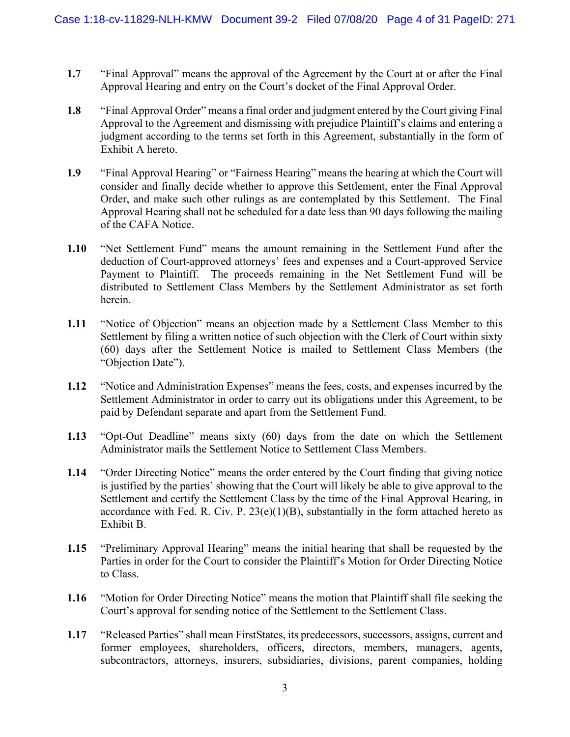**1.7** "Final Approval" means the approval of the Agreement by the Court at or after the Final Approval Hearing and entry on the Court's docket of the Final Approval Order.

**1.8** "Final Approval Order" means a final order and judgment entered by the Court giving Final Approval to the Agreement and dismissing with prejudice Plaintiff's claims and entering a judgment according to the terms set forth in this Agreement, substantially in the form of Exhibit A hereto.

**1.9** "Final Approval Hearing" or "Fairness Hearing" means the hearing at which the Court will consider and finally decide whether to approve this Settlement, enter the Final Approval Order, and make such other rulings as are contemplated by this Settlement. The Final Approval Hearing shall not be scheduled for a date less than 90 days following the mailing of the CAFA Notice.

**1.10** "Net Settlement Fund" means the amount remaining in the Settlement Fund after the deduction of Court-approved attorneys' fees and expenses and a Court-approved Service Payment to Plaintiff. The proceeds remaining in the Net Settlement Fund will be distributed to Settlement Class Members by the Settlement Administrator as set forth herein.

**1.11** "Notice of Objection" means an objection made by a Settlement Class Member to this Settlement by filing a written notice of such objection with the Clerk of Court within sixty (60) days after the Settlement Notice is mailed to Settlement Class Members (the "Objection Date").

**1.12** "Notice and Administration Expenses" means the fees, costs, and expenses incurred by the Settlement Administrator in order to carry out its obligations under this Agreement, to be paid by Defendant separate and apart from the Settlement Fund.

**1.13** "Opt-Out Deadline" means sixty (60) days from the date on which the Settlement Administrator mails the Settlement Notice to Settlement Class Members.

**1.14** "Order Directing Notice" means the order entered by the Court finding that giving notice is justified by the parties' showing that the Court will likely be able to give approval to the Settlement and certify the Settlement Class by the time of the Final Approval Hearing, in accordance with Fed. R. Civ. P. 23(e)(1)(B), substantially in the form attached hereto as Exhibit B.

**1.15** "Preliminary Approval Hearing" means the initial hearing that shall be requested by the Parties in order for the Court to consider the Plaintiff's Motion for Order Directing Notice to Class.

**1.16** "Motion for Order Directing Notice" means the motion that Plaintiff shall file seeking the Court's approval for sending notice of the Settlement to the Settlement Class.

**1.17** "Released Parties" shall mean FirstStates, its predecessors, successors, assigns, current and former employees, shareholders, officers, directors, members, managers, agents, subcontractors, attorneys, insurers, subsidiaries, divisions, parent companies, holding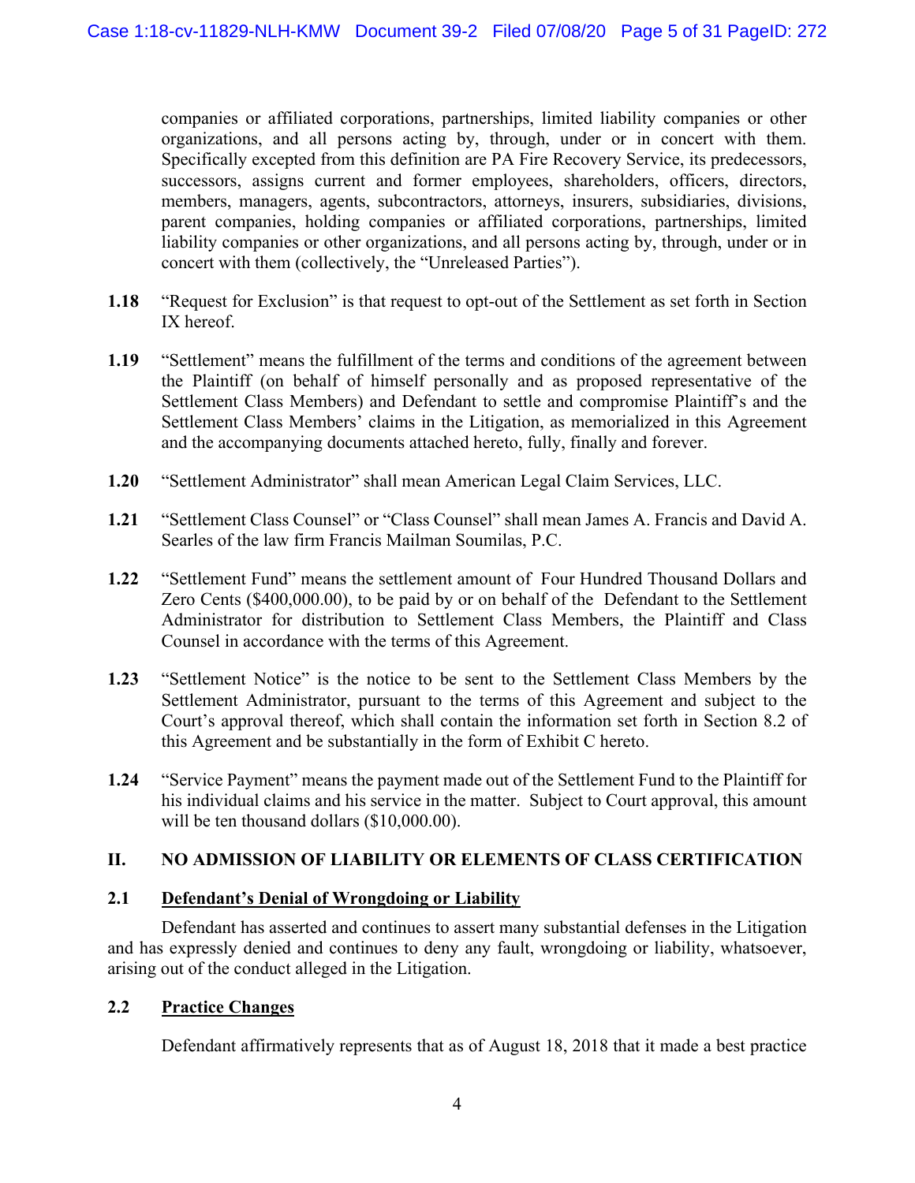companies or affiliated corporations, partnerships, limited liability companies or other organizations, and all persons acting by, through, under or in concert with them. Specifically excepted from this definition are PA Fire Recovery Service, its predecessors, successors, assigns current and former employees, shareholders, officers, directors, members, managers, agents, subcontractors, attorneys, insurers, subsidiaries, divisions, parent companies, holding companies or affiliated corporations, partnerships, limited liability companies or other organizations, and all persons acting by, through, under or in concert with them (collectively, the "Unreleased Parties").

**1.18** "Request for Exclusion" is that request to opt-out of the Settlement as set forth in Section IX hereof.

**1.19** "Settlement" means the fulfillment of the terms and conditions of the agreement between the Plaintiff (on behalf of himself personally and as proposed representative of the Settlement Class Members) and Defendant to settle and compromise Plaintiff's and the Settlement Class Members' claims in the Litigation, as memorialized in this Agreement and the accompanying documents attached hereto, fully, finally and forever.

**1.20** "Settlement Administrator" shall mean American Legal Claim Services, LLC.

**1.21** "Settlement Class Counsel" or "Class Counsel" shall mean James A. Francis and David A. Searles of the law firm Francis Mailman Soumilas, P.C.

**1.22** "Settlement Fund" means the settlement amount of Four Hundred Thousand Dollars and Zero Cents ($400,000.00), to be paid by or on behalf of the Defendant to the Settlement Administrator for distribution to Settlement Class Members, the Plaintiff and Class Counsel in accordance with the terms of this Agreement.

**1.23** "Settlement Notice" is the notice to be sent to the Settlement Class Members by the Settlement Administrator, pursuant to the terms of this Agreement and subject to the Court's approval thereof, which shall contain the information set forth in Section 8.2 of this Agreement and be substantially in the form of Exhibit C hereto.

**1.24** "Service Payment" means the payment made out of the Settlement Fund to the Plaintiff for his individual claims and his service in the matter. Subject to Court approval, this amount will be ten thousand dollars ($10,000.00).

## II. NO ADMISSION OF LIABILITY OR ELEMENTS OF CLASS CERTIFICATION

### 2.1 Defendant's Denial of Wrongdoing or Liability

Defendant has asserted and continues to assert many substantial defenses in the Litigation and has expressly denied and continues to deny any fault, wrongdoing or liability, whatsoever, arising out of the conduct alleged in the Litigation.

### 2.2 Practice Changes

Defendant affirmatively represents that as of August 18, 2018 that it made a best practice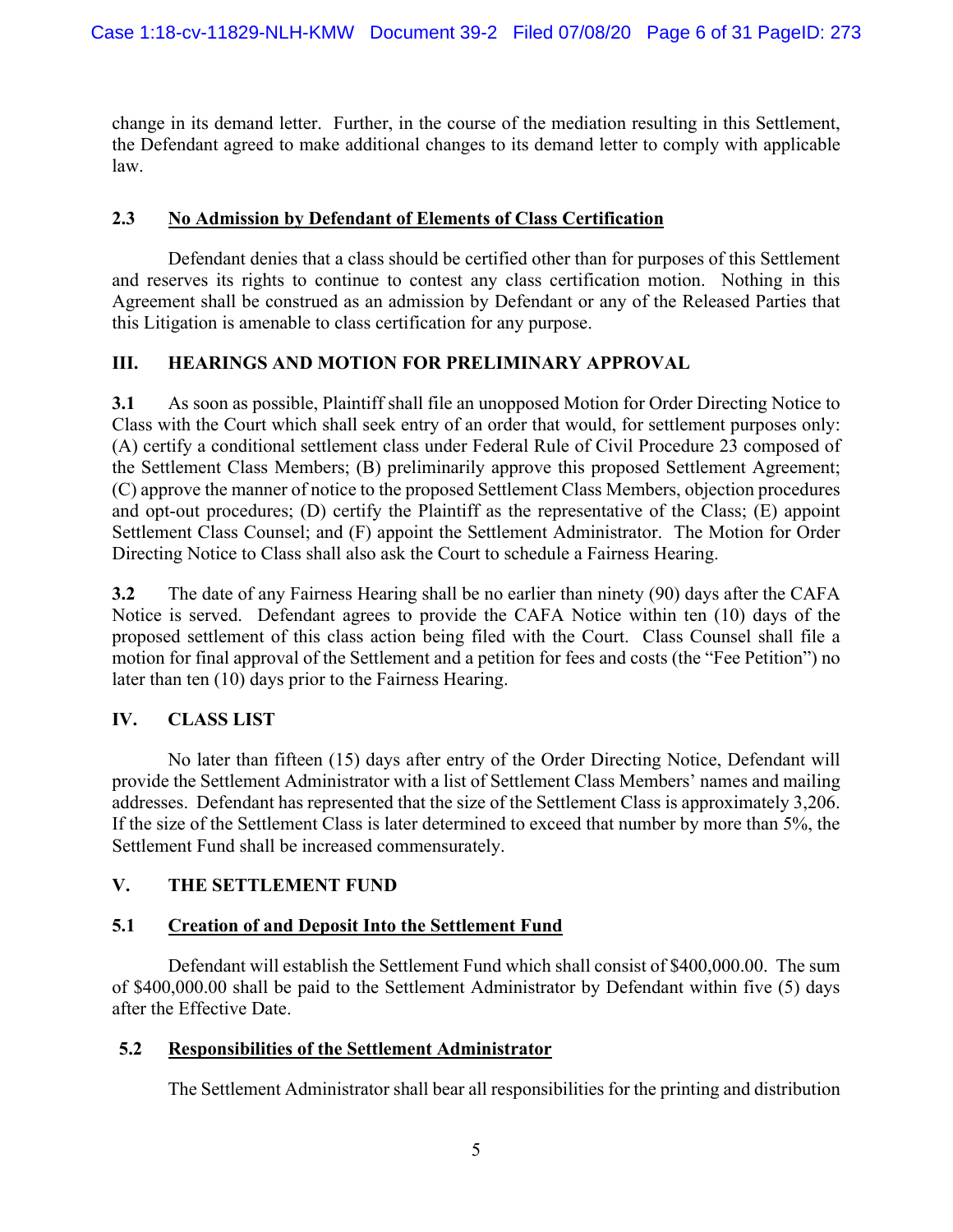change in its demand letter. Further, in the course of the mediation resulting in this Settlement, the Defendant agreed to make additional changes to its demand letter to comply with applicable law.

### 2.3 <u>No Admission by Defendant of Elements of Class Certification</u>

Defendant denies that a class should be certified other than for purposes of this Settlement and reserves its rights to continue to contest any class certification motion. Nothing in this Agreement shall be construed as an admission by Defendant or any of the Released Parties that this Litigation is amenable to class certification for any purpose.

## III. HEARINGS AND MOTION FOR PRELIMINARY APPROVAL

**3.1** As soon as possible, Plaintiff shall file an unopposed Motion for Order Directing Notice to Class with the Court which shall seek entry of an order that would, for settlement purposes only: (A) certify a conditional settlement class under Federal Rule of Civil Procedure 23 composed of the Settlement Class Members; (B) preliminarily approve this proposed Settlement Agreement; (C) approve the manner of notice to the proposed Settlement Class Members, objection procedures and opt-out procedures; (D) certify the Plaintiff as the representative of the Class; (E) appoint Settlement Class Counsel; and (F) appoint the Settlement Administrator. The Motion for Order Directing Notice to Class shall also ask the Court to schedule a Fairness Hearing.

**3.2** The date of any Fairness Hearing shall be no earlier than ninety (90) days after the CAFA Notice is served. Defendant agrees to provide the CAFA Notice within ten (10) days of the proposed settlement of this class action being filed with the Court. Class Counsel shall file a motion for final approval of the Settlement and a petition for fees and costs (the "Fee Petition") no later than ten (10) days prior to the Fairness Hearing.

## IV. CLASS LIST

No later than fifteen (15) days after entry of the Order Directing Notice, Defendant will provide the Settlement Administrator with a list of Settlement Class Members' names and mailing addresses. Defendant has represented that the size of the Settlement Class is approximately 3,206. If the size of the Settlement Class is later determined to exceed that number by more than 5%, the Settlement Fund shall be increased commensurately.

## V. THE SETTLEMENT FUND

### 5.1 <u>Creation of and Deposit Into the Settlement Fund</u>

Defendant will establish the Settlement Fund which shall consist of $400,000.00. The sum of $400,000.00 shall be paid to the Settlement Administrator by Defendant within five (5) days after the Effective Date.

### 5.2 <u>Responsibilities of the Settlement Administrator</u>

The Settlement Administrator shall bear all responsibilities for the printing and distribution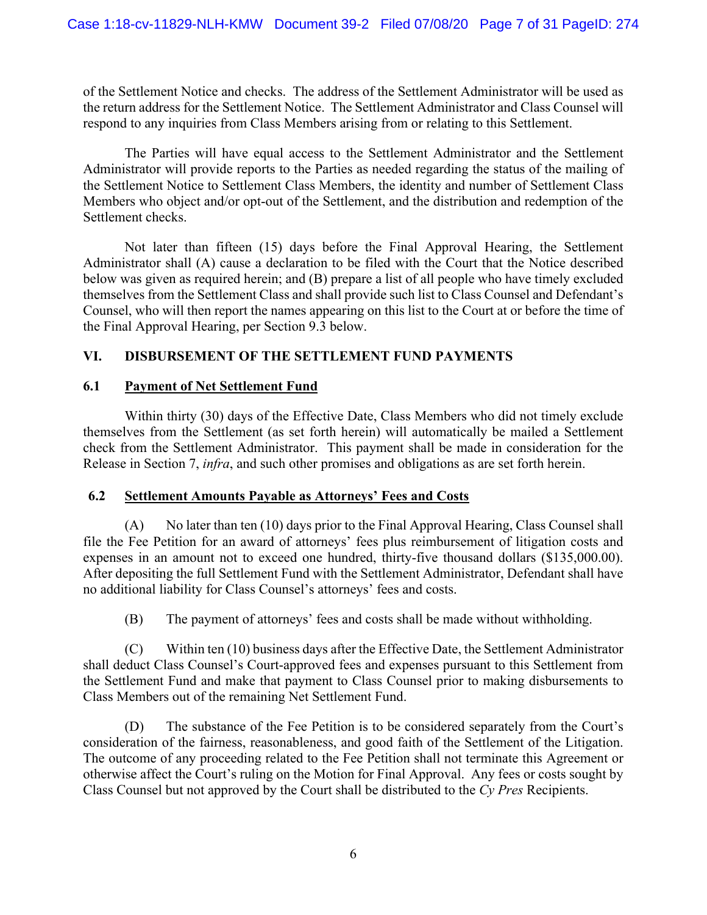of the Settlement Notice and checks. The address of the Settlement Administrator will be used as the return address for the Settlement Notice. The Settlement Administrator and Class Counsel will respond to any inquiries from Class Members arising from or relating to this Settlement.

The Parties will have equal access to the Settlement Administrator and the Settlement Administrator will provide reports to the Parties as needed regarding the status of the mailing of the Settlement Notice to Settlement Class Members, the identity and number of Settlement Class Members who object and/or opt-out of the Settlement, and the distribution and redemption of the Settlement checks.

Not later than fifteen (15) days before the Final Approval Hearing, the Settlement Administrator shall (A) cause a declaration to be filed with the Court that the Notice described below was given as required herein; and (B) prepare a list of all people who have timely excluded themselves from the Settlement Class and shall provide such list to Class Counsel and Defendant's Counsel, who will then report the names appearing on this list to the Court at or before the time of the Final Approval Hearing, per Section 9.3 below.

## VI. DISBURSEMENT OF THE SETTLEMENT FUND PAYMENTS

### 6.1 Payment of Net Settlement Fund

Within thirty (30) days of the Effective Date, Class Members who did not timely exclude themselves from the Settlement (as set forth herein) will automatically be mailed a Settlement check from the Settlement Administrator. This payment shall be made in consideration for the Release in Section 7, *infra*, and such other promises and obligations as are set forth herein.

### 6.2 Settlement Amounts Payable as Attorneys' Fees and Costs

(A) No later than ten (10) days prior to the Final Approval Hearing, Class Counsel shall file the Fee Petition for an award of attorneys' fees plus reimbursement of litigation costs and expenses in an amount not to exceed one hundred, thirty-five thousand dollars ($135,000.00). After depositing the full Settlement Fund with the Settlement Administrator, Defendant shall have no additional liability for Class Counsel's attorneys' fees and costs.

(B) The payment of attorneys' fees and costs shall be made without withholding.

(C) Within ten (10) business days after the Effective Date, the Settlement Administrator shall deduct Class Counsel's Court-approved fees and expenses pursuant to this Settlement from the Settlement Fund and make that payment to Class Counsel prior to making disbursements to Class Members out of the remaining Net Settlement Fund.

(D) The substance of the Fee Petition is to be considered separately from the Court's consideration of the fairness, reasonableness, and good faith of the Settlement of the Litigation. The outcome of any proceeding related to the Fee Petition shall not terminate this Agreement or otherwise affect the Court's ruling on the Motion for Final Approval. Any fees or costs sought by Class Counsel but not approved by the Court shall be distributed to the *Cy Pres* Recipients.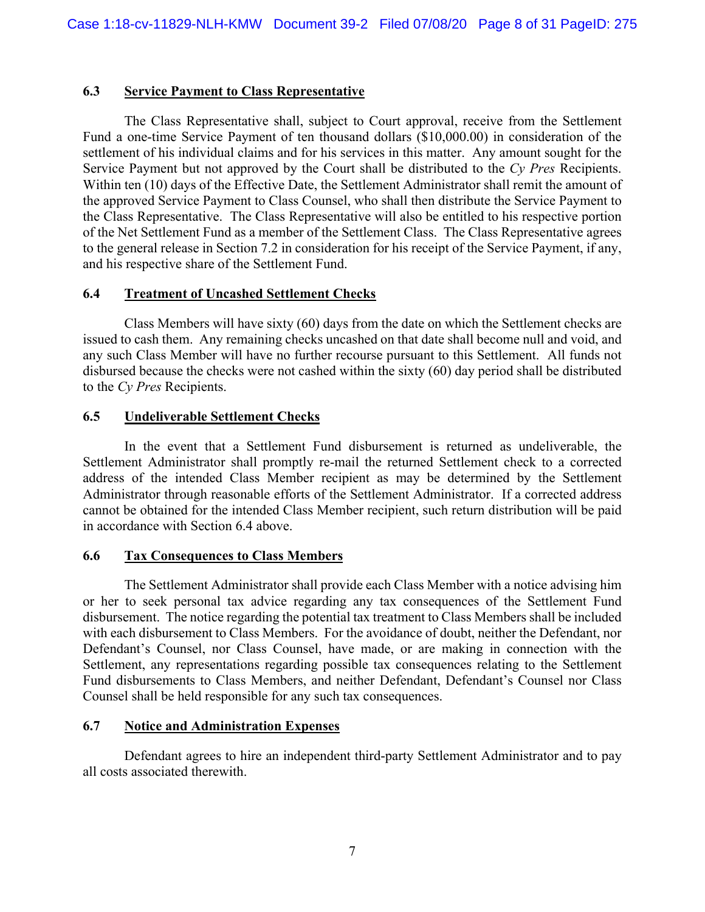### 6.3 Service Payment to Class Representative

The Class Representative shall, subject to Court approval, receive from the Settlement Fund a one-time Service Payment of ten thousand dollars ($10,000.00) in consideration of the settlement of his individual claims and for his services in this matter. Any amount sought for the Service Payment but not approved by the Court shall be distributed to the *Cy Pres* Recipients. Within ten (10) days of the Effective Date, the Settlement Administrator shall remit the amount of the approved Service Payment to Class Counsel, who shall then distribute the Service Payment to the Class Representative. The Class Representative will also be entitled to his respective portion of the Net Settlement Fund as a member of the Settlement Class. The Class Representative agrees to the general release in Section 7.2 in consideration for his receipt of the Service Payment, if any, and his respective share of the Settlement Fund.

### 6.4 Treatment of Uncashed Settlement Checks

Class Members will have sixty (60) days from the date on which the Settlement checks are issued to cash them. Any remaining checks uncashed on that date shall become null and void, and any such Class Member will have no further recourse pursuant to this Settlement. All funds not disbursed because the checks were not cashed within the sixty (60) day period shall be distributed to the *Cy Pres* Recipients.

### 6.5 Undeliverable Settlement Checks

In the event that a Settlement Fund disbursement is returned as undeliverable, the Settlement Administrator shall promptly re-mail the returned Settlement check to a corrected address of the intended Class Member recipient as may be determined by the Settlement Administrator through reasonable efforts of the Settlement Administrator. If a corrected address cannot be obtained for the intended Class Member recipient, such return distribution will be paid in accordance with Section 6.4 above.

### 6.6 Tax Consequences to Class Members

The Settlement Administrator shall provide each Class Member with a notice advising him or her to seek personal tax advice regarding any tax consequences of the Settlement Fund disbursement. The notice regarding the potential tax treatment to Class Members shall be included with each disbursement to Class Members. For the avoidance of doubt, neither the Defendant, nor Defendant's Counsel, nor Class Counsel, have made, or are making in connection with the Settlement, any representations regarding possible tax consequences relating to the Settlement Fund disbursements to Class Members, and neither Defendant, Defendant's Counsel nor Class Counsel shall be held responsible for any such tax consequences.

### 6.7 Notice and Administration Expenses

Defendant agrees to hire an independent third-party Settlement Administrator and to pay all costs associated therewith.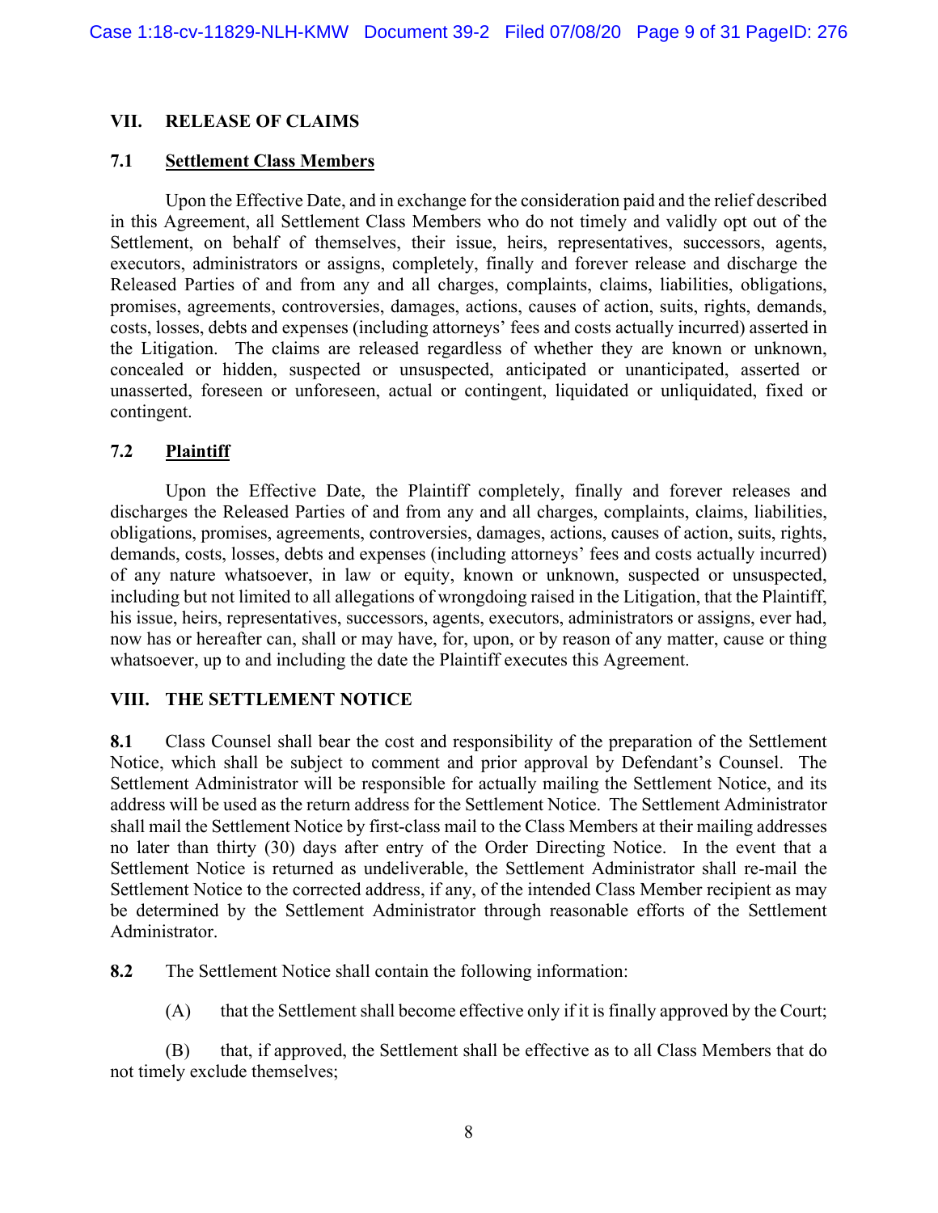## VII. RELEASE OF CLAIMS

### 7.1 Settlement Class Members

Upon the Effective Date, and in exchange for the consideration paid and the relief described in this Agreement, all Settlement Class Members who do not timely and validly opt out of the Settlement, on behalf of themselves, their issue, heirs, representatives, successors, agents, executors, administrators or assigns, completely, finally and forever release and discharge the Released Parties of and from any and all charges, complaints, claims, liabilities, obligations, promises, agreements, controversies, damages, actions, causes of action, suits, rights, demands, costs, losses, debts and expenses (including attorneys' fees and costs actually incurred) asserted in the Litigation. The claims are released regardless of whether they are known or unknown, concealed or hidden, suspected or unsuspected, anticipated or unanticipated, asserted or unasserted, foreseen or unforeseen, actual or contingent, liquidated or unliquidated, fixed or contingent.

### 7.2 Plaintiff

Upon the Effective Date, the Plaintiff completely, finally and forever releases and discharges the Released Parties of and from any and all charges, complaints, claims, liabilities, obligations, promises, agreements, controversies, damages, actions, causes of action, suits, rights, demands, costs, losses, debts and expenses (including attorneys' fees and costs actually incurred) of any nature whatsoever, in law or equity, known or unknown, suspected or unsuspected, including but not limited to all allegations of wrongdoing raised in the Litigation, that the Plaintiff, his issue, heirs, representatives, successors, agents, executors, administrators or assigns, ever had, now has or hereafter can, shall or may have, for, upon, or by reason of any matter, cause or thing whatsoever, up to and including the date the Plaintiff executes this Agreement.

## VIII. THE SETTLEMENT NOTICE

**8.1** Class Counsel shall bear the cost and responsibility of the preparation of the Settlement Notice, which shall be subject to comment and prior approval by Defendant's Counsel. The Settlement Administrator will be responsible for actually mailing the Settlement Notice, and its address will be used as the return address for the Settlement Notice. The Settlement Administrator shall mail the Settlement Notice by first-class mail to the Class Members at their mailing addresses no later than thirty (30) days after entry of the Order Directing Notice. In the event that a Settlement Notice is returned as undeliverable, the Settlement Administrator shall re-mail the Settlement Notice to the corrected address, if any, of the intended Class Member recipient as may be determined by the Settlement Administrator through reasonable efforts of the Settlement Administrator.

**8.2** The Settlement Notice shall contain the following information:

(A) that the Settlement shall become effective only if it is finally approved by the Court;

(B) that, if approved, the Settlement shall be effective as to all Class Members that do not timely exclude themselves;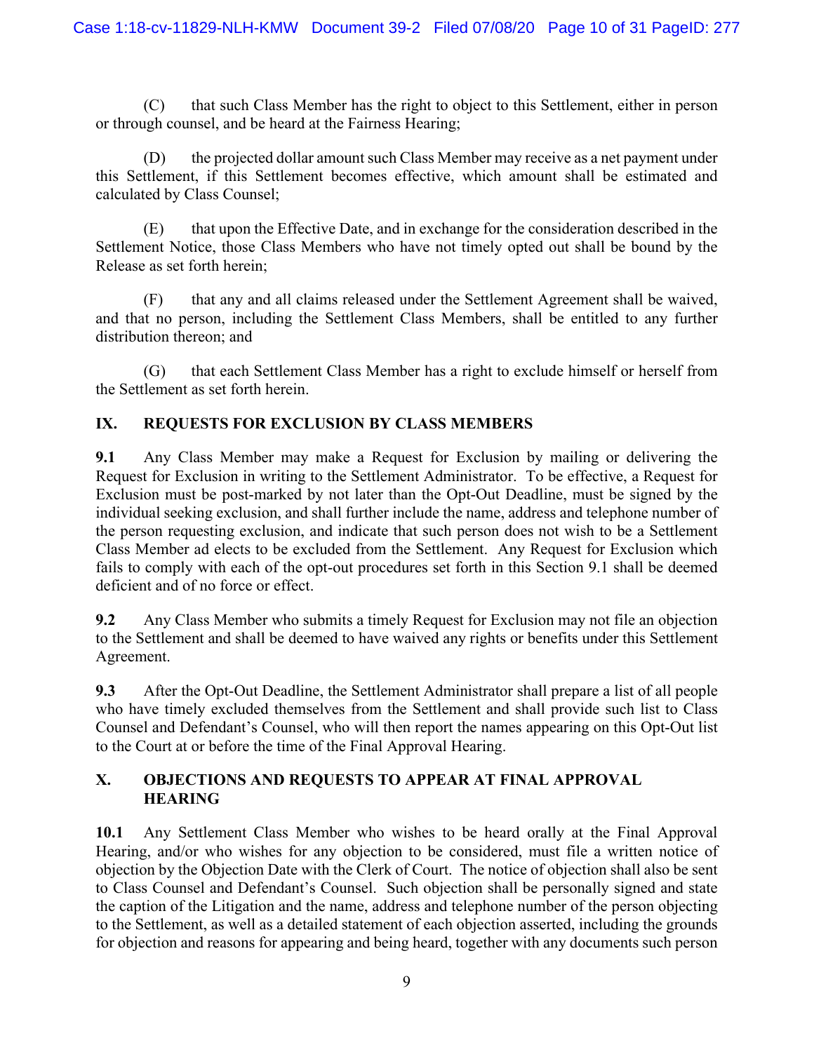(C) that such Class Member has the right to object to this Settlement, either in person or through counsel, and be heard at the Fairness Hearing;

(D) the projected dollar amount such Class Member may receive as a net payment under this Settlement, if this Settlement becomes effective, which amount shall be estimated and calculated by Class Counsel;

(E) that upon the Effective Date, and in exchange for the consideration described in the Settlement Notice, those Class Members who have not timely opted out shall be bound by the Release as set forth herein;

(F) that any and all claims released under the Settlement Agreement shall be waived, and that no person, including the Settlement Class Members, shall be entitled to any further distribution thereon; and

(G) that each Settlement Class Member has a right to exclude himself or herself from the Settlement as set forth herein.

## IX. REQUESTS FOR EXCLUSION BY CLASS MEMBERS

**9.1** Any Class Member may make a Request for Exclusion by mailing or delivering the Request for Exclusion in writing to the Settlement Administrator. To be effective, a Request for Exclusion must be post-marked by not later than the Opt-Out Deadline, must be signed by the individual seeking exclusion, and shall further include the name, address and telephone number of the person requesting exclusion, and indicate that such person does not wish to be a Settlement Class Member ad elects to be excluded from the Settlement. Any Request for Exclusion which fails to comply with each of the opt-out procedures set forth in this Section 9.1 shall be deemed deficient and of no force or effect.

**9.2** Any Class Member who submits a timely Request for Exclusion may not file an objection to the Settlement and shall be deemed to have waived any rights or benefits under this Settlement Agreement.

**9.3** After the Opt-Out Deadline, the Settlement Administrator shall prepare a list of all people who have timely excluded themselves from the Settlement and shall provide such list to Class Counsel and Defendant's Counsel, who will then report the names appearing on this Opt-Out list to the Court at or before the time of the Final Approval Hearing.

## X. OBJECTIONS AND REQUESTS TO APPEAR AT FINAL APPROVAL HEARING

**10.1** Any Settlement Class Member who wishes to be heard orally at the Final Approval Hearing, and/or who wishes for any objection to be considered, must file a written notice of objection by the Objection Date with the Clerk of Court. The notice of objection shall also be sent to Class Counsel and Defendant's Counsel. Such objection shall be personally signed and state the caption of the Litigation and the name, address and telephone number of the person objecting to the Settlement, as well as a detailed statement of each objection asserted, including the grounds for objection and reasons for appearing and being heard, together with any documents such person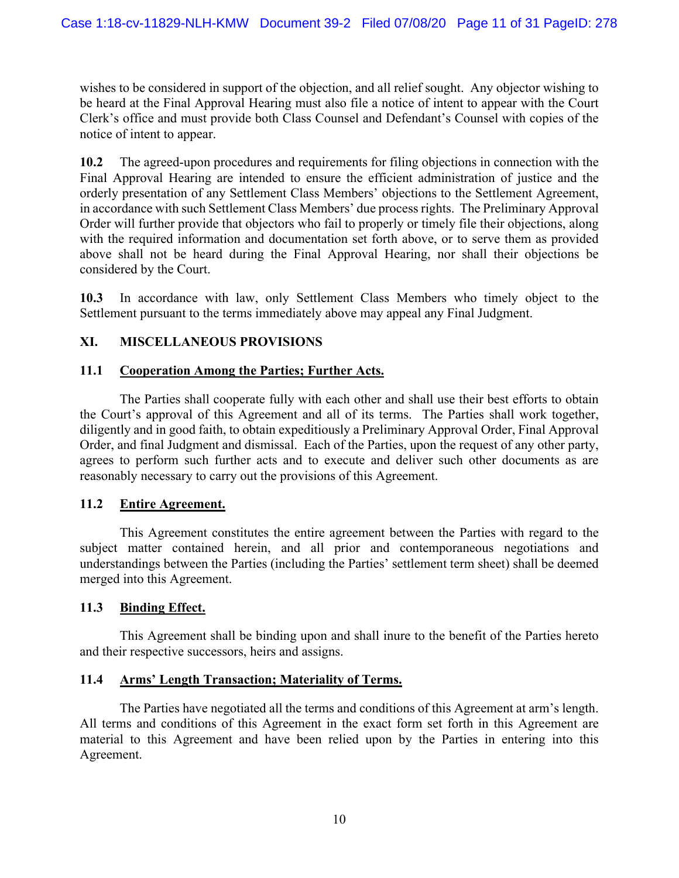wishes to be considered in support of the objection, and all relief sought. Any objector wishing to be heard at the Final Approval Hearing must also file a notice of intent to appear with the Court Clerk's office and must provide both Class Counsel and Defendant's Counsel with copies of the notice of intent to appear.

**10.2** The agreed-upon procedures and requirements for filing objections in connection with the Final Approval Hearing are intended to ensure the efficient administration of justice and the orderly presentation of any Settlement Class Members' objections to the Settlement Agreement, in accordance with such Settlement Class Members' due process rights. The Preliminary Approval Order will further provide that objectors who fail to properly or timely file their objections, along with the required information and documentation set forth above, or to serve them as provided above shall not be heard during the Final Approval Hearing, nor shall their objections be considered by the Court.

**10.3** In accordance with law, only Settlement Class Members who timely object to the Settlement pursuant to the terms immediately above may appeal any Final Judgment.

## XI. MISCELLANEOUS PROVISIONS

### 11.1 Cooperation Among the Parties; Further Acts.

The Parties shall cooperate fully with each other and shall use their best efforts to obtain the Court's approval of this Agreement and all of its terms. The Parties shall work together, diligently and in good faith, to obtain expeditiously a Preliminary Approval Order, Final Approval Order, and final Judgment and dismissal. Each of the Parties, upon the request of any other party, agrees to perform such further acts and to execute and deliver such other documents as are reasonably necessary to carry out the provisions of this Agreement.

### 11.2 Entire Agreement.

This Agreement constitutes the entire agreement between the Parties with regard to the subject matter contained herein, and all prior and contemporaneous negotiations and understandings between the Parties (including the Parties' settlement term sheet) shall be deemed merged into this Agreement.

### 11.3 Binding Effect.

This Agreement shall be binding upon and shall inure to the benefit of the Parties hereto and their respective successors, heirs and assigns.

### 11.4 Arms' Length Transaction; Materiality of Terms.

The Parties have negotiated all the terms and conditions of this Agreement at arm's length. All terms and conditions of this Agreement in the exact form set forth in this Agreement are material to this Agreement and have been relied upon by the Parties in entering into this Agreement.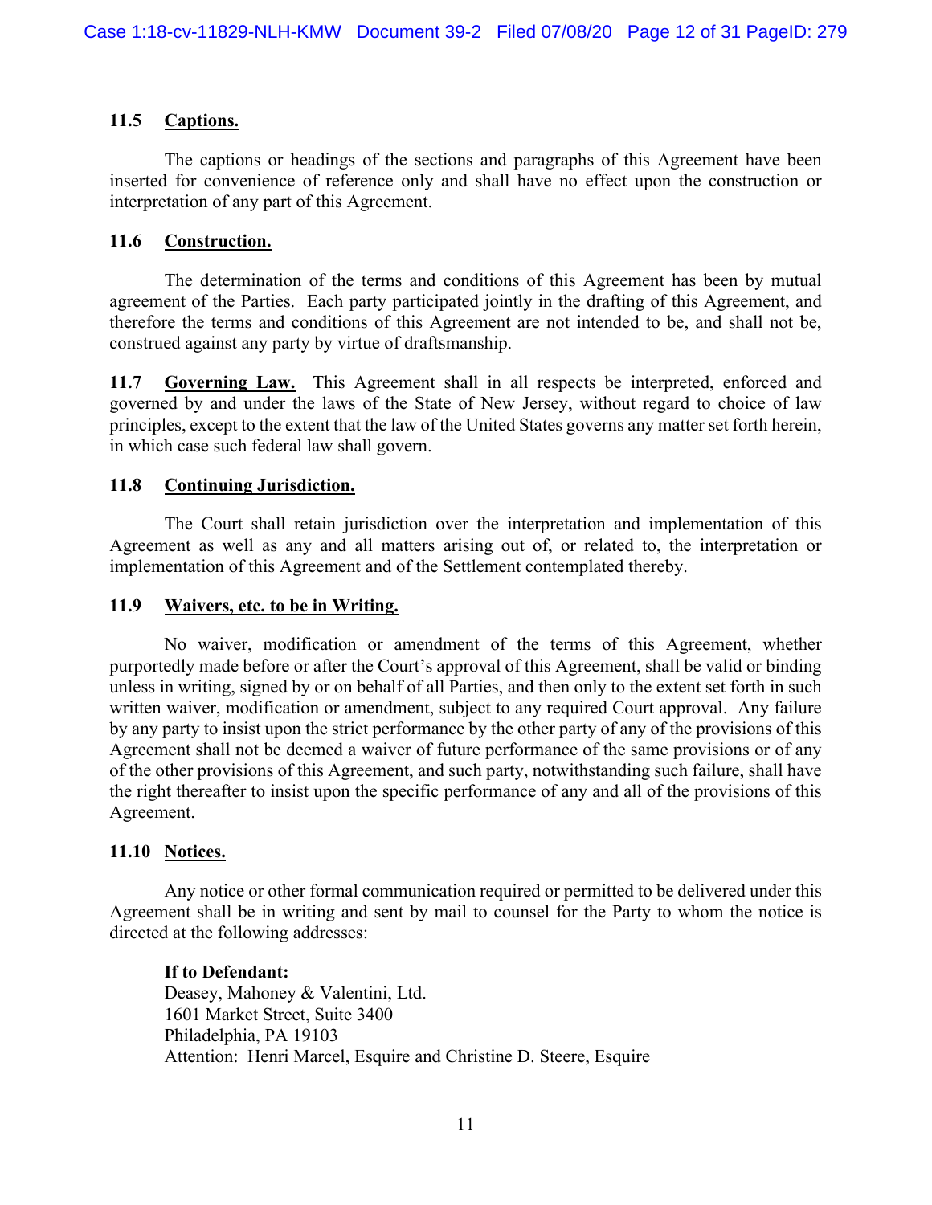### 11.5 Captions.

The captions or headings of the sections and paragraphs of this Agreement have been inserted for convenience of reference only and shall have no effect upon the construction or interpretation of any part of this Agreement.

### 11.6 Construction.

The determination of the terms and conditions of this Agreement has been by mutual agreement of the Parties. Each party participated jointly in the drafting of this Agreement, and therefore the terms and conditions of this Agreement are not intended to be, and shall not be, construed against any party by virtue of draftsmanship.

**11.7 Governing Law.** This Agreement shall in all respects be interpreted, enforced and governed by and under the laws of the State of New Jersey, without regard to choice of law principles, except to the extent that the law of the United States governs any matter set forth herein, in which case such federal law shall govern.

### 11.8 Continuing Jurisdiction.

The Court shall retain jurisdiction over the interpretation and implementation of this Agreement as well as any and all matters arising out of, or related to, the interpretation or implementation of this Agreement and of the Settlement contemplated thereby.

### 11.9 Waivers, etc. to be in Writing.

No waiver, modification or amendment of the terms of this Agreement, whether purportedly made before or after the Court's approval of this Agreement, shall be valid or binding unless in writing, signed by or on behalf of all Parties, and then only to the extent set forth in such written waiver, modification or amendment, subject to any required Court approval. Any failure by any party to insist upon the strict performance by the other party of any of the provisions of this Agreement shall not be deemed a waiver of future performance of the same provisions or of any of the other provisions of this Agreement, and such party, notwithstanding such failure, shall have the right thereafter to insist upon the specific performance of any and all of the provisions of this Agreement.

### 11.10 Notices.

Any notice or other formal communication required or permitted to be delivered under this Agreement shall be in writing and sent by mail to counsel for the Party to whom the notice is directed at the following addresses:

**If to Defendant:**
Deasey, Mahoney & Valentini, Ltd.
1601 Market Street, Suite 3400
Philadelphia, PA 19103
Attention: Henri Marcel, Esquire and Christine D. Steere, Esquire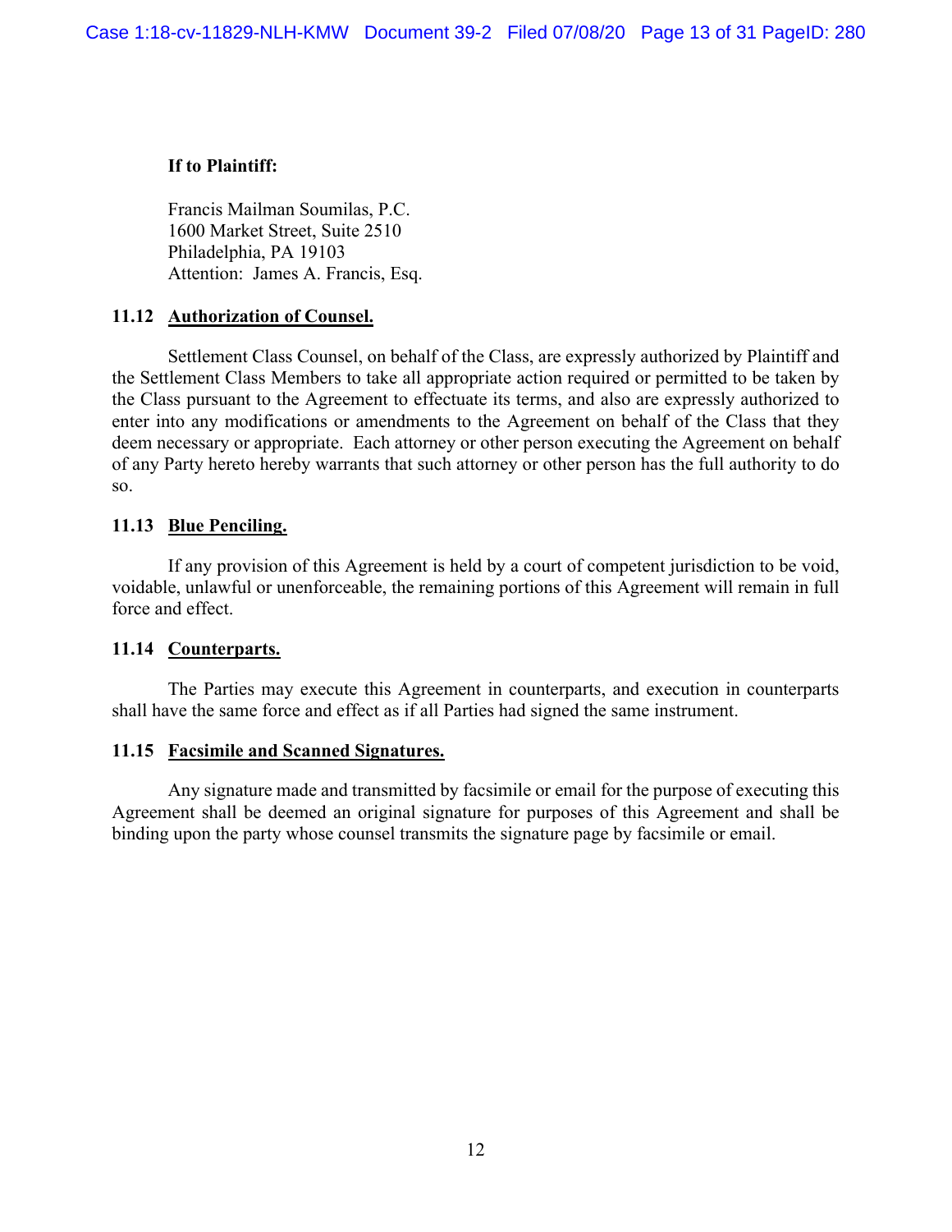**If to Plaintiff:**

Francis Mailman Soumilas, P.C.
1600 Market Street, Suite 2510
Philadelphia, PA 19103
Attention: James A. Francis, Esq.

**11.12 Authorization of Counsel.**

Settlement Class Counsel, on behalf of the Class, are expressly authorized by Plaintiff and the Settlement Class Members to take all appropriate action required or permitted to be taken by the Class pursuant to the Agreement to effectuate its terms, and also are expressly authorized to enter into any modifications or amendments to the Agreement on behalf of the Class that they deem necessary or appropriate. Each attorney or other person executing the Agreement on behalf of any Party hereto hereby warrants that such attorney or other person has the full authority to do so.

**11.13 Blue Penciling.**

If any provision of this Agreement is held by a court of competent jurisdiction to be void, voidable, unlawful or unenforceable, the remaining portions of this Agreement will remain in full force and effect.

**11.14 Counterparts.**

The Parties may execute this Agreement in counterparts, and execution in counterparts shall have the same force and effect as if all Parties had signed the same instrument.

**11.15 Facsimile and Scanned Signatures.**

Any signature made and transmitted by facsimile or email for the purpose of executing this Agreement shall be deemed an original signature for purposes of this Agreement and shall be binding upon the party whose counsel transmits the signature page by facsimile or email.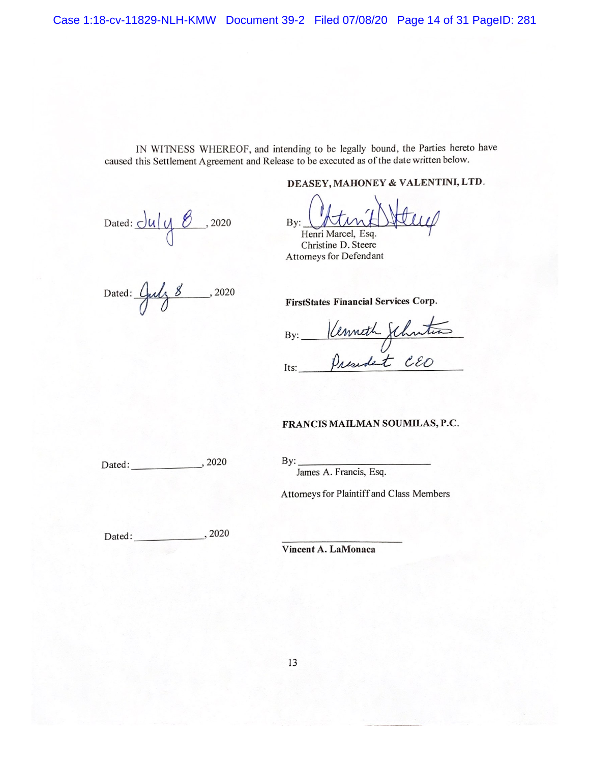IN WITNESS WHEREOF, and intending to be legally bound, the Parties hereto have caused this Settlement Agreement and Release to be executed as of the date written below.

**DEASEY, MAHONEY & VALENTINI, LTD.**

Dated: July 8, 2020

By: ______________________
Henri Marcel, Esq.
Christine D. Steere
Attorneys for Defendant

Dated: July 8, 2020

**FirstStates Financial Services Corp.**

By: Kenneth Schuster

Its: President CEO

**FRANCIS MAILMAN SOUMILAS, P.C.**

Dated: ____________, 2020

By: ______________________
James A. Francis, Esq.

Attorneys for Plaintiff and Class Members

Dated: ____________, 2020

______________________
**Vincent A. LaMonaca**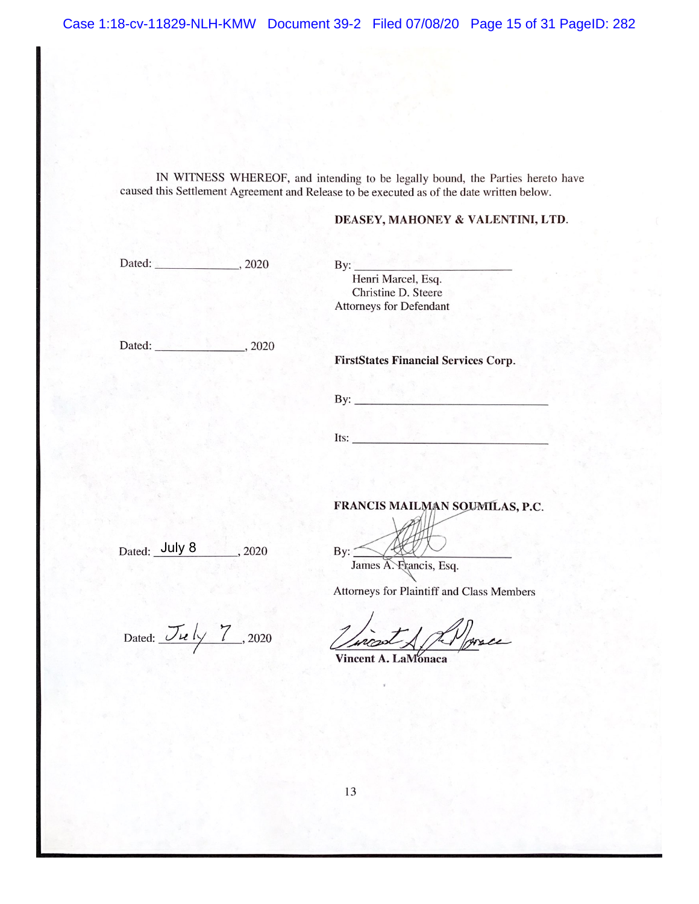IN WITNESS WHEREOF, and intending to be legally bound, the Parties hereto have caused this Settlement Agreement and Release to be executed as of the date written below.

**DEASEY, MAHONEY & VALENTINI, LTD.**

Dated: ______________, 2020

By: ____________________________
Henri Marcel, Esq.
Christine D. Steere
Attorneys for Defendant

Dated: ______________, 2020

**FirstStates Financial Services Corp.**

By: ____________________________

Its: ____________________________

**FRANCIS MAILMAN SOUMILAS, P.C.**

Dated: July 8, 2020

By: ____________________________
James A. Francis, Esq.

Attorneys for Plaintiff and Class Members

Dated: July 7, 2020

____________________________
**Vincent A. LaMonaca**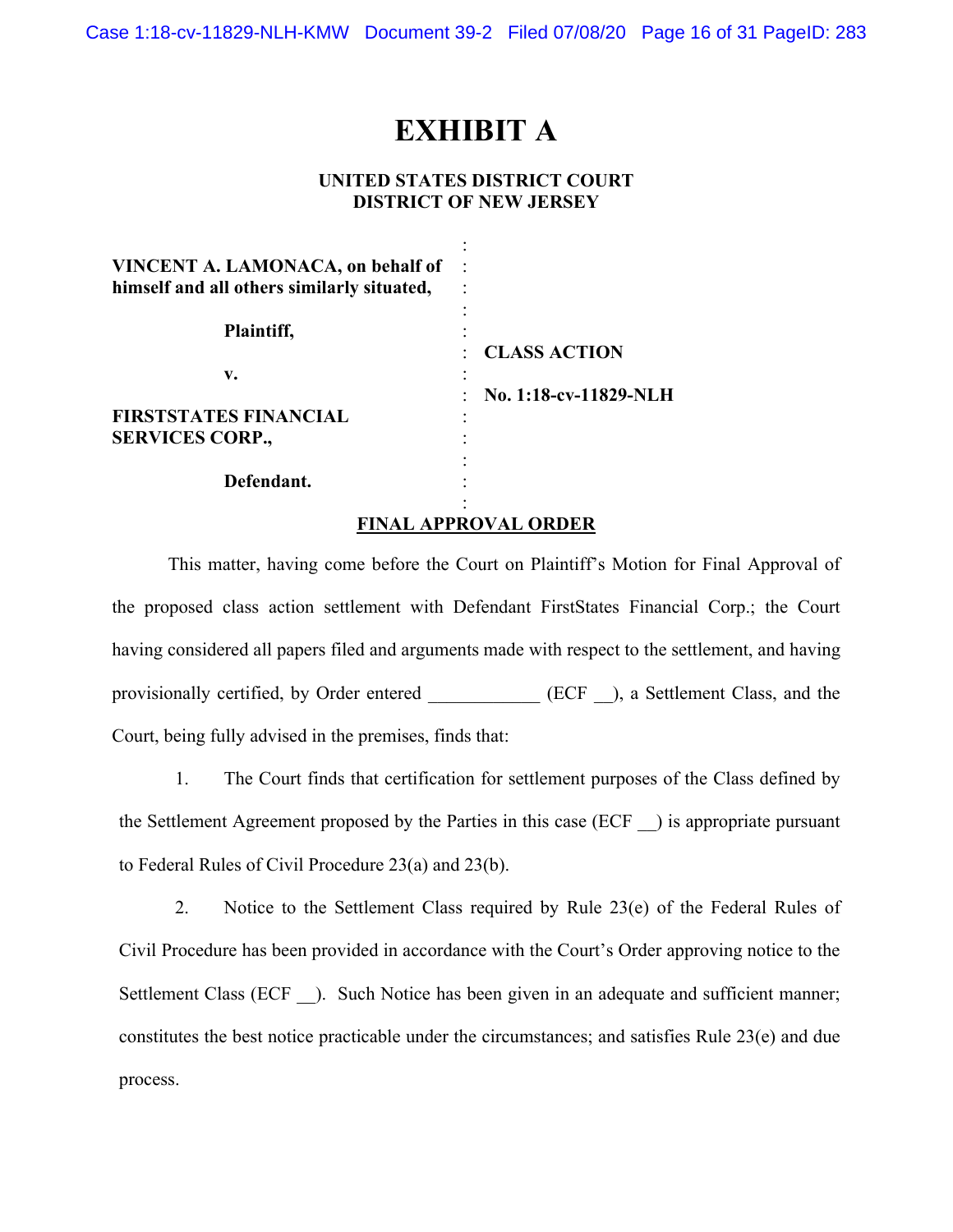# EXHIBIT A

**UNITED STATES DISTRICT COURT**
**DISTRICT OF NEW JERSEY**

| | | |
|---|---|---|
| **VINCENT A. LAMONACA, on behalf of himself and all others similarly situated,** | : | |
| **Plaintiff,** | : | **CLASS ACTION** |
| **v.** | : | **No. 1:18-cv-11829-NLH** |
| **FIRSTSTATES FINANCIAL SERVICES CORP.,** | : | |
| **Defendant.** | : | |

**FINAL APPROVAL ORDER**

This matter, having come before the Court on Plaintiff's Motion for Final Approval of the proposed class action settlement with Defendant FirstStates Financial Corp.; the Court having considered all papers filed and arguments made with respect to the settlement, and having provisionally certified, by Order entered ____________ (ECF __), a Settlement Class, and the Court, being fully advised in the premises, finds that:

1. The Court finds that certification for settlement purposes of the Class defined by the Settlement Agreement proposed by the Parties in this case (ECF __) is appropriate pursuant to Federal Rules of Civil Procedure 23(a) and 23(b).

2. Notice to the Settlement Class required by Rule 23(e) of the Federal Rules of Civil Procedure has been provided in accordance with the Court's Order approving notice to the Settlement Class (ECF __). Such Notice has been given in an adequate and sufficient manner; constitutes the best notice practicable under the circumstances; and satisfies Rule 23(e) and due process.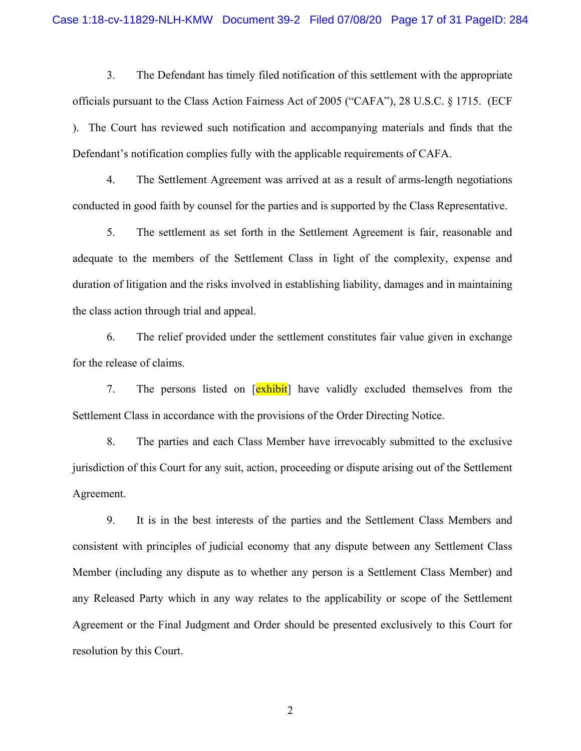3. The Defendant has timely filed notification of this settlement with the appropriate officials pursuant to the Class Action Fairness Act of 2005 ("CAFA"), 28 U.S.C. § 1715. (ECF ). The Court has reviewed such notification and accompanying materials and finds that the Defendant's notification complies fully with the applicable requirements of CAFA.

4. The Settlement Agreement was arrived at as a result of arms-length negotiations conducted in good faith by counsel for the parties and is supported by the Class Representative.

5. The settlement as set forth in the Settlement Agreement is fair, reasonable and adequate to the members of the Settlement Class in light of the complexity, expense and duration of litigation and the risks involved in establishing liability, damages and in maintaining the class action through trial and appeal.

6. The relief provided under the settlement constitutes fair value given in exchange for the release of claims.

7. The persons listed on [exhibit] have validly excluded themselves from the Settlement Class in accordance with the provisions of the Order Directing Notice.

8. The parties and each Class Member have irrevocably submitted to the exclusive jurisdiction of this Court for any suit, action, proceeding or dispute arising out of the Settlement Agreement.

9. It is in the best interests of the parties and the Settlement Class Members and consistent with principles of judicial economy that any dispute between any Settlement Class Member (including any dispute as to whether any person is a Settlement Class Member) and any Released Party which in any way relates to the applicability or scope of the Settlement Agreement or the Final Judgment and Order should be presented exclusively to this Court for resolution by this Court.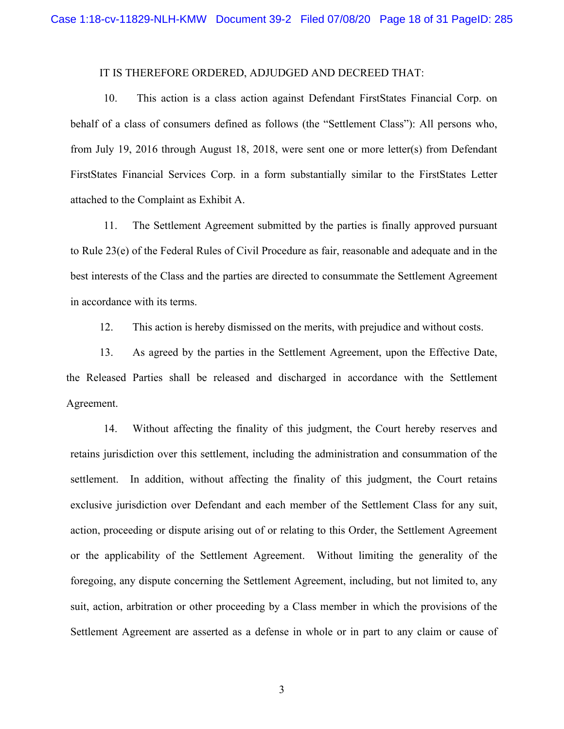IT IS THEREFORE ORDERED, ADJUDGED AND DECREED THAT:

10. This action is a class action against Defendant FirstStates Financial Corp. on behalf of a class of consumers defined as follows (the "Settlement Class"): All persons who, from July 19, 2016 through August 18, 2018, were sent one or more letter(s) from Defendant FirstStates Financial Services Corp. in a form substantially similar to the FirstStates Letter attached to the Complaint as Exhibit A.

11. The Settlement Agreement submitted by the parties is finally approved pursuant to Rule 23(e) of the Federal Rules of Civil Procedure as fair, reasonable and adequate and in the best interests of the Class and the parties are directed to consummate the Settlement Agreement in accordance with its terms.

12. This action is hereby dismissed on the merits, with prejudice and without costs.

13. As agreed by the parties in the Settlement Agreement, upon the Effective Date, the Released Parties shall be released and discharged in accordance with the Settlement Agreement.

14. Without affecting the finality of this judgment, the Court hereby reserves and retains jurisdiction over this settlement, including the administration and consummation of the settlement. In addition, without affecting the finality of this judgment, the Court retains exclusive jurisdiction over Defendant and each member of the Settlement Class for any suit, action, proceeding or dispute arising out of or relating to this Order, the Settlement Agreement or the applicability of the Settlement Agreement. Without limiting the generality of the foregoing, any dispute concerning the Settlement Agreement, including, but not limited to, any suit, action, arbitration or other proceeding by a Class member in which the provisions of the Settlement Agreement are asserted as a defense in whole or in part to any claim or cause of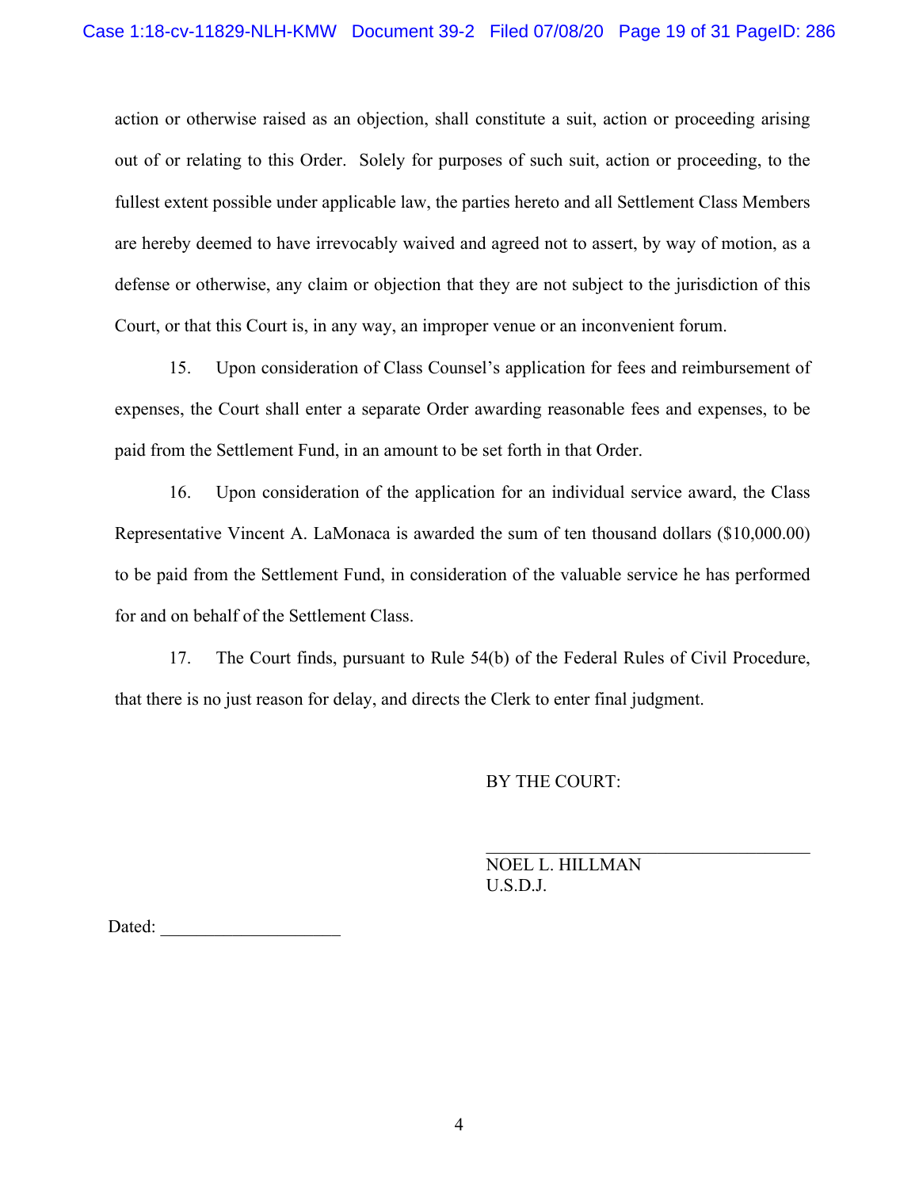action or otherwise raised as an objection, shall constitute a suit, action or proceeding arising out of or relating to this Order. Solely for purposes of such suit, action or proceeding, to the fullest extent possible under applicable law, the parties hereto and all Settlement Class Members are hereby deemed to have irrevocably waived and agreed not to assert, by way of motion, as a defense or otherwise, any claim or objection that they are not subject to the jurisdiction of this Court, or that this Court is, in any way, an improper venue or an inconvenient forum.

15. Upon consideration of Class Counsel's application for fees and reimbursement of expenses, the Court shall enter a separate Order awarding reasonable fees and expenses, to be paid from the Settlement Fund, in an amount to be set forth in that Order.

16. Upon consideration of the application for an individual service award, the Class Representative Vincent A. LaMonaca is awarded the sum of ten thousand dollars ($10,000.00) to be paid from the Settlement Fund, in consideration of the valuable service he has performed for and on behalf of the Settlement Class.

17. The Court finds, pursuant to Rule 54(b) of the Federal Rules of Civil Procedure, that there is no just reason for delay, and directs the Clerk to enter final judgment.

BY THE COURT:

\_\_\_\_\_\_\_\_\_\_\_\_\_\_\_\_\_\_\_\_\_\_\_\_\_\_\_\_\_\_
NOEL L. HILLMAN
U.S.D.J.

Dated: \_\_\_\_\_\_\_\_\_\_\_\_\_\_\_\_\_\_\_\_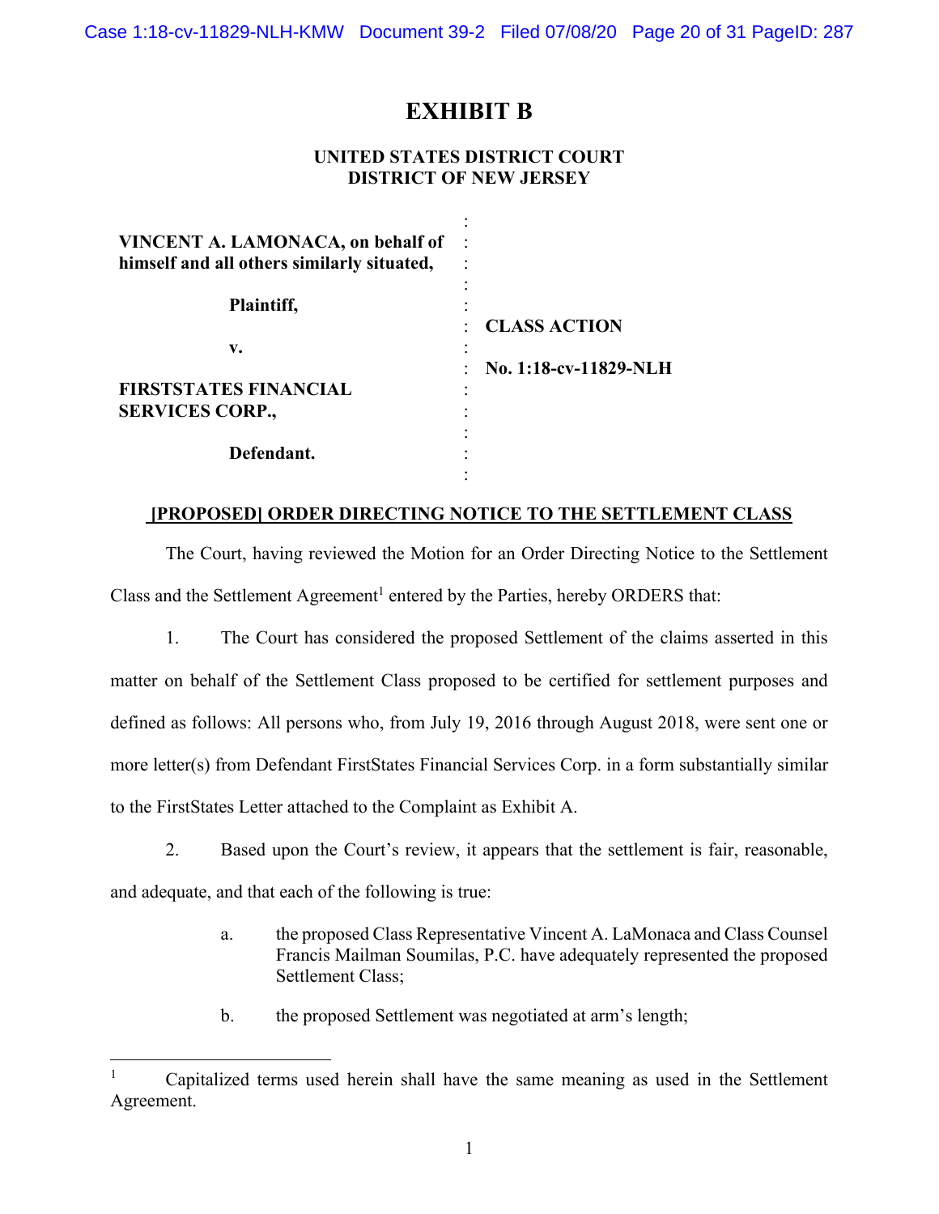# EXHIBIT B

**UNITED STATES DISTRICT COURT**
**DISTRICT OF NEW JERSEY**

| | | |
|---|---|---|
| **VINCENT A. LAMONACA, on behalf of himself and all others similarly situated,** | : | |
| **Plaintiff,** | : | **CLASS ACTION** |
| **v.** | : | **No. 1:18-cv-11829-NLH** |
| **FIRSTSTATES FINANCIAL SERVICES CORP.,** | : | |
| **Defendant.** | : | |

**[PROPOSED] ORDER DIRECTING NOTICE TO THE SETTLEMENT CLASS**

The Court, having reviewed the Motion for an Order Directing Notice to the Settlement Class and the Settlement Agreement[1] entered by the Parties, hereby ORDERS that:

1. The Court has considered the proposed Settlement of the claims asserted in this matter on behalf of the Settlement Class proposed to be certified for settlement purposes and defined as follows: All persons who, from July 19, 2016 through August 2018, were sent one or more letter(s) from Defendant FirstStates Financial Services Corp. in a form substantially similar to the FirstStates Letter attached to the Complaint as Exhibit A.

2. Based upon the Court's review, it appears that the settlement is fair, reasonable, and adequate, and that each of the following is true:

   a. the proposed Class Representative Vincent A. LaMonaca and Class Counsel Francis Mailman Soumilas, P.C. have adequately represented the proposed Settlement Class;

   b. the proposed Settlement was negotiated at arm's length;

[1] Capitalized terms used herein shall have the same meaning as used in the Settlement Agreement.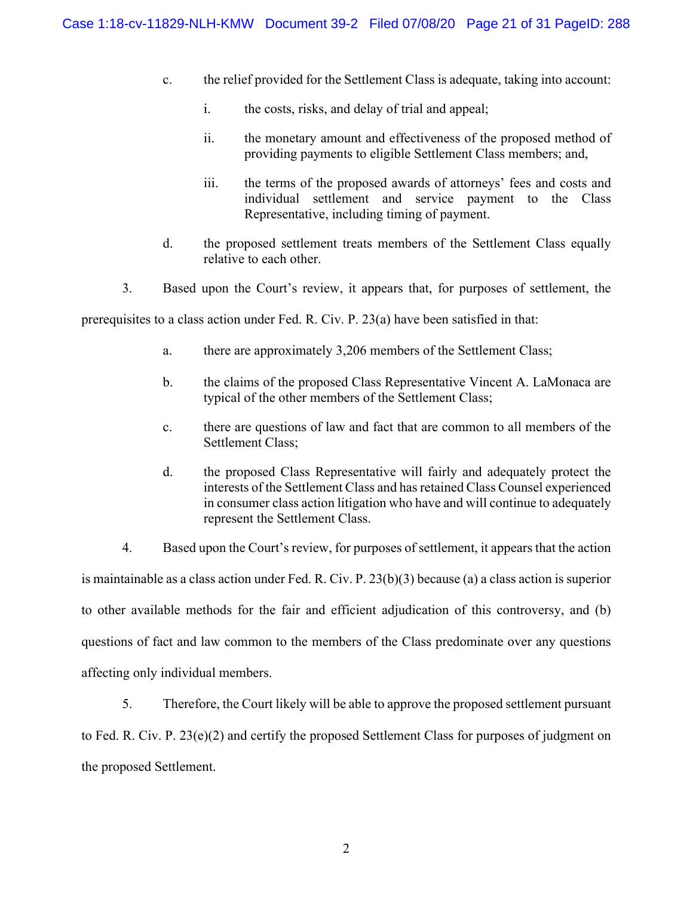c. the relief provided for the Settlement Class is adequate, taking into account:

    i. the costs, risks, and delay of trial and appeal;

    ii. the monetary amount and effectiveness of the proposed method of providing payments to eligible Settlement Class members; and,

    iii. the terms of the proposed awards of attorneys' fees and costs and individual settlement and service payment to the Class Representative, including timing of payment.

d. the proposed settlement treats members of the Settlement Class equally relative to each other.

3. Based upon the Court's review, it appears that, for purposes of settlement, the prerequisites to a class action under Fed. R. Civ. P. 23(a) have been satisfied in that:

a. there are approximately 3,206 members of the Settlement Class;

b. the claims of the proposed Class Representative Vincent A. LaMonaca are typical of the other members of the Settlement Class;

c. there are questions of law and fact that are common to all members of the Settlement Class;

d. the proposed Class Representative will fairly and adequately protect the interests of the Settlement Class and has retained Class Counsel experienced in consumer class action litigation who have and will continue to adequately represent the Settlement Class.

4. Based upon the Court's review, for purposes of settlement, it appears that the action is maintainable as a class action under Fed. R. Civ. P. 23(b)(3) because (a) a class action is superior to other available methods for the fair and efficient adjudication of this controversy, and (b) questions of fact and law common to the members of the Class predominate over any questions affecting only individual members.

5. Therefore, the Court likely will be able to approve the proposed settlement pursuant to Fed. R. Civ. P. 23(e)(2) and certify the proposed Settlement Class for purposes of judgment on the proposed Settlement.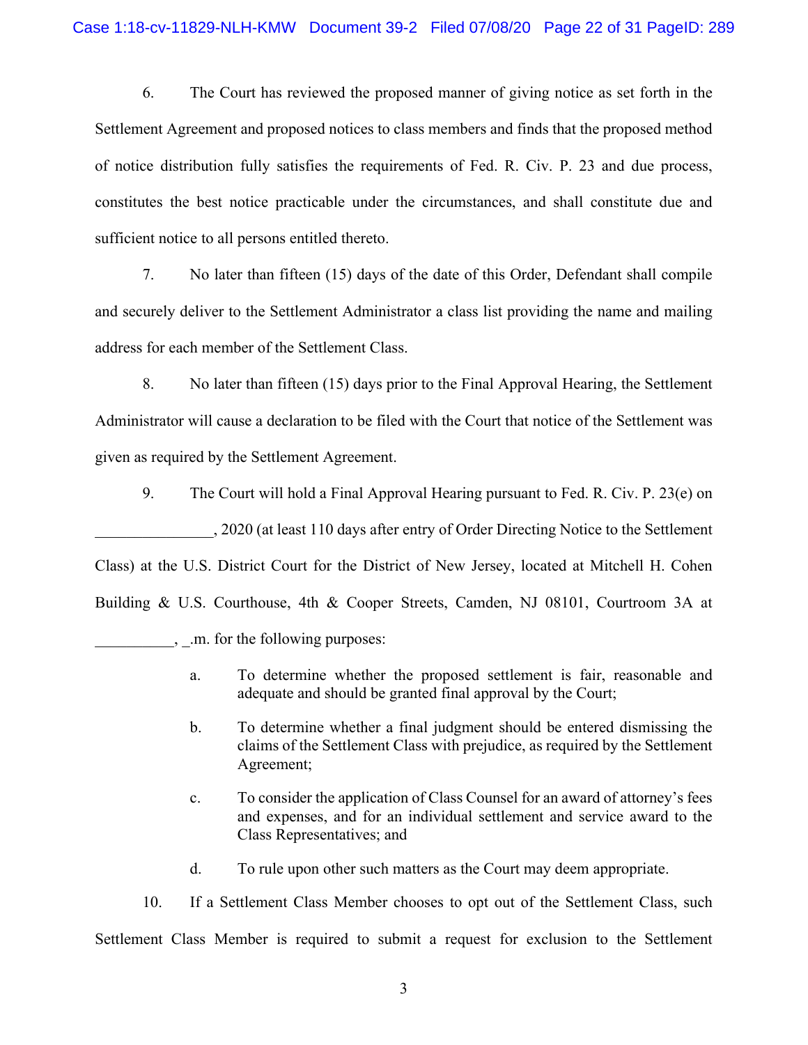6. The Court has reviewed the proposed manner of giving notice as set forth in the Settlement Agreement and proposed notices to class members and finds that the proposed method of notice distribution fully satisfies the requirements of Fed. R. Civ. P. 23 and due process, constitutes the best notice practicable under the circumstances, and shall constitute due and sufficient notice to all persons entitled thereto.

7. No later than fifteen (15) days of the date of this Order, Defendant shall compile and securely deliver to the Settlement Administrator a class list providing the name and mailing address for each member of the Settlement Class.

8. No later than fifteen (15) days prior to the Final Approval Hearing, the Settlement Administrator will cause a declaration to be filed with the Court that notice of the Settlement was given as required by the Settlement Agreement.

9. The Court will hold a Final Approval Hearing pursuant to Fed. R. Civ. P. 23(e) on _______________, 2020 (at least 110 days after entry of Order Directing Notice to the Settlement Class) at the U.S. District Court for the District of New Jersey, located at Mitchell H. Cohen Building & U.S. Courthouse, 4th & Cooper Streets, Camden, NJ 08101, Courtroom 3A at __________, _.m. for the following purposes:

a. To determine whether the proposed settlement is fair, reasonable and adequate and should be granted final approval by the Court;

b. To determine whether a final judgment should be entered dismissing the claims of the Settlement Class with prejudice, as required by the Settlement Agreement;

c. To consider the application of Class Counsel for an award of attorney's fees and expenses, and for an individual settlement and service award to the Class Representatives; and

d. To rule upon other such matters as the Court may deem appropriate.

10. If a Settlement Class Member chooses to opt out of the Settlement Class, such Settlement Class Member is required to submit a request for exclusion to the Settlement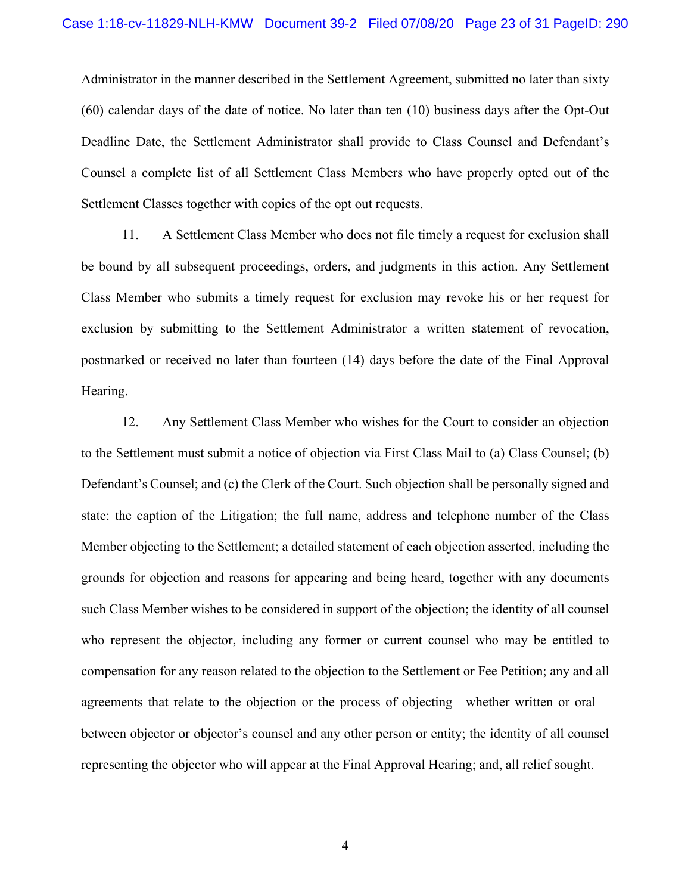Administrator in the manner described in the Settlement Agreement, submitted no later than sixty (60) calendar days of the date of notice. No later than ten (10) business days after the Opt-Out Deadline Date, the Settlement Administrator shall provide to Class Counsel and Defendant's Counsel a complete list of all Settlement Class Members who have properly opted out of the Settlement Classes together with copies of the opt out requests.

11. A Settlement Class Member who does not file timely a request for exclusion shall be bound by all subsequent proceedings, orders, and judgments in this action. Any Settlement Class Member who submits a timely request for exclusion may revoke his or her request for exclusion by submitting to the Settlement Administrator a written statement of revocation, postmarked or received no later than fourteen (14) days before the date of the Final Approval Hearing.

12. Any Settlement Class Member who wishes for the Court to consider an objection to the Settlement must submit a notice of objection via First Class Mail to (a) Class Counsel; (b) Defendant's Counsel; and (c) the Clerk of the Court. Such objection shall be personally signed and state: the caption of the Litigation; the full name, address and telephone number of the Class Member objecting to the Settlement; a detailed statement of each objection asserted, including the grounds for objection and reasons for appearing and being heard, together with any documents such Class Member wishes to be considered in support of the objection; the identity of all counsel who represent the objector, including any former or current counsel who may be entitled to compensation for any reason related to the objection to the Settlement or Fee Petition; any and all agreements that relate to the objection or the process of objecting—whether written or oral—between objector or objector's counsel and any other person or entity; the identity of all counsel representing the objector who will appear at the Final Approval Hearing; and, all relief sought.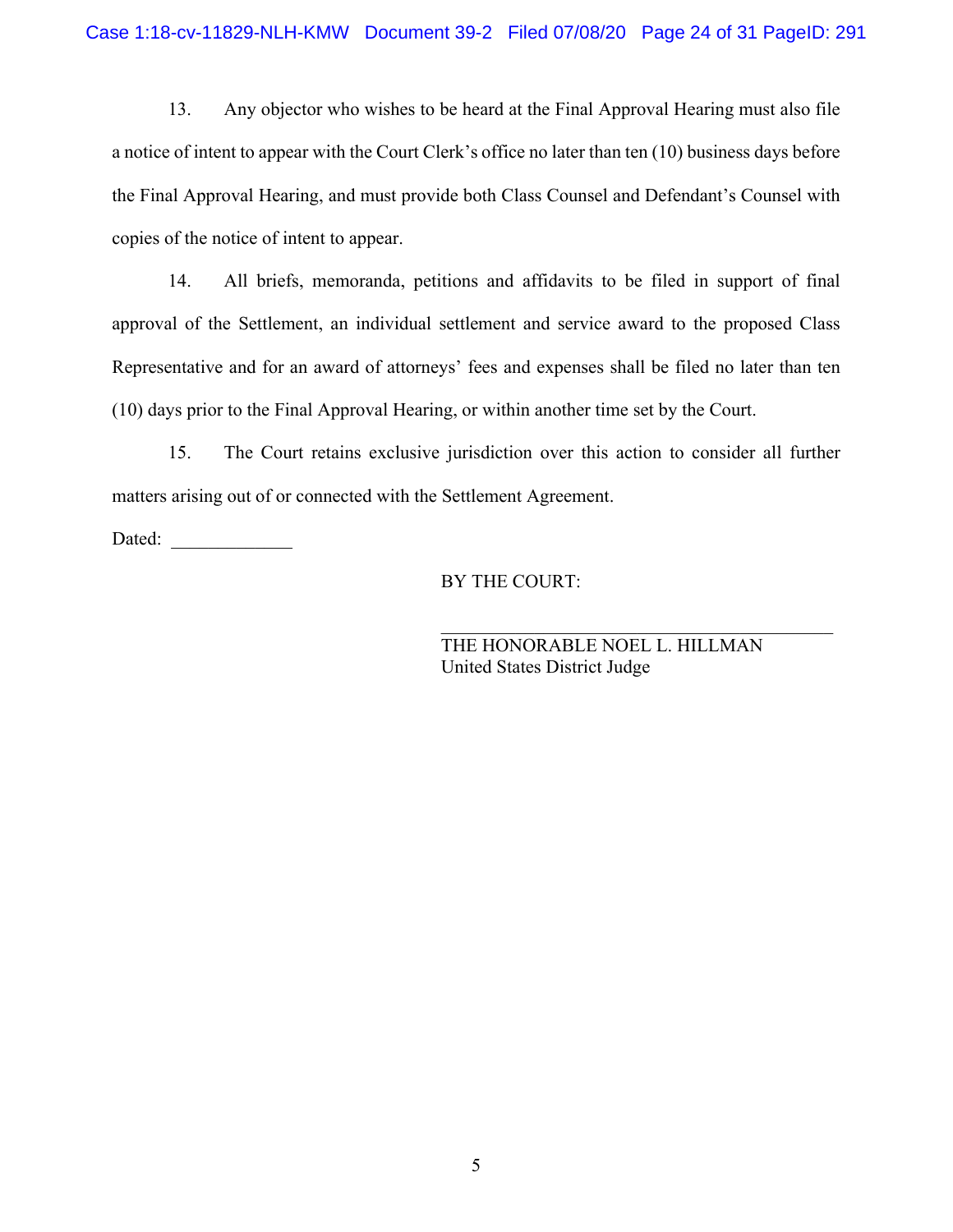13. Any objector who wishes to be heard at the Final Approval Hearing must also file a notice of intent to appear with the Court Clerk's office no later than ten (10) business days before the Final Approval Hearing, and must provide both Class Counsel and Defendant's Counsel with copies of the notice of intent to appear.

14. All briefs, memoranda, petitions and affidavits to be filed in support of final approval of the Settlement, an individual settlement and service award to the proposed Class Representative and for an award of attorneys' fees and expenses shall be filed no later than ten (10) days prior to the Final Approval Hearing, or within another time set by the Court.

15. The Court retains exclusive jurisdiction over this action to consider all further matters arising out of or connected with the Settlement Agreement.

Dated: _____________

BY THE COURT:

_____________________________________
THE HONORABLE NOEL L. HILLMAN
United States District Judge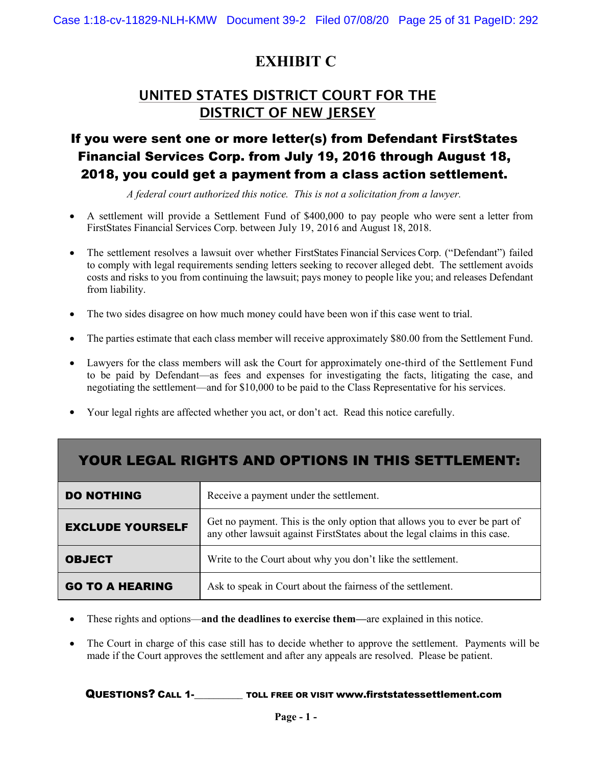# EXHIBIT C

## UNITED STATES DISTRICT COURT FOR THE DISTRICT OF NEW JERSEY

## If you were sent one or more letter(s) from Defendant FirstStates Financial Services Corp. from July 19, 2016 through August 18, 2018, you could get a payment from a class action settlement.

*A federal court authorized this notice. This is not a solicitation from a lawyer.*

- A settlement will provide a Settlement Fund of $400,000 to pay people who were sent a letter from FirstStates Financial Services Corp. between July 19, 2016 and August 18, 2018.
- The settlement resolves a lawsuit over whether FirstStates Financial Services Corp. ("Defendant") failed to comply with legal requirements sending letters seeking to recover alleged debt. The settlement avoids costs and risks to you from continuing the lawsuit; pays money to people like you; and releases Defendant from liability.
- The two sides disagree on how much money could have been won if this case went to trial.
- The parties estimate that each class member will receive approximately $80.00 from the Settlement Fund.
- Lawyers for the class members will ask the Court for approximately one-third of the Settlement Fund to be paid by Defendant—as fees and expenses for investigating the facts, litigating the case, and negotiating the settlement—and for $10,000 to be paid to the Class Representative for his services.
- Your legal rights are affected whether you act, or don't act. Read this notice carefully.

| YOUR LEGAL RIGHTS AND OPTIONS IN THIS SETTLEMENT: | |
|---|---|
| **DO NOTHING** | Receive a payment under the settlement. |
| **EXCLUDE YOURSELF** | Get no payment. This is the only option that allows you to ever be part of any other lawsuit against FirstStates about the legal claims in this case. |
| **OBJECT** | Write to the Court about why you don't like the settlement. |
| **GO TO A HEARING** | Ask to speak in Court about the fairness of the settlement. |

- These rights and options—**and the deadlines to exercise them—**are explained in this notice.
- The Court in charge of this case still has to decide whether to approve the settlement. Payments will be made if the Court approves the settlement and after any appeals are resolved. Please be patient.

**QUESTIONS? CALL 1-\_\_\_\_\_\_\_\_\_ TOLL FREE OR VISIT www.firststatessettlement.com**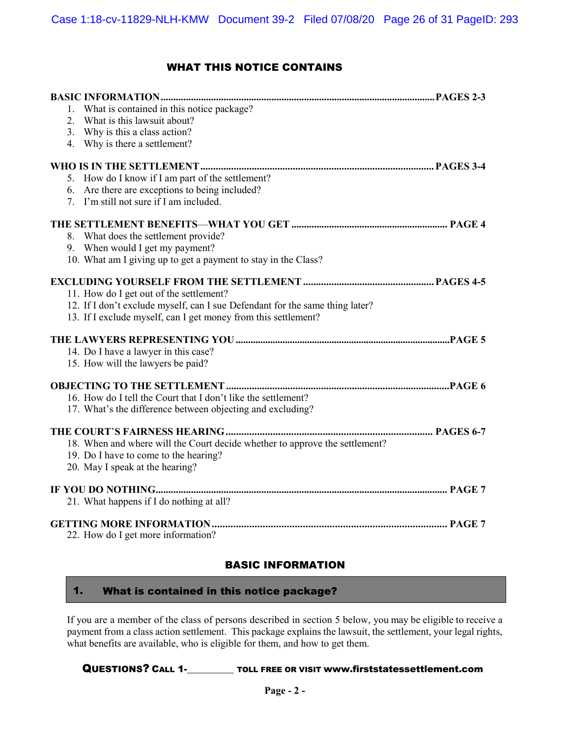## WHAT THIS NOTICE CONTAINS

**BASIC INFORMATION ........................................ PAGES 2-3**

1. What is contained in this notice package?
2. What is this lawsuit about?
3. Why is this a class action?
4. Why is there a settlement?

**WHO IS IN THE SETTLEMENT ........................................ PAGES 3-4**

5. How do I know if I am part of the settlement?
6. Are there are exceptions to being included?
7. I'm still not sure if I am included.

**THE SETTLEMENT BENEFITS—WHAT YOU GET ........................................ PAGE 4**

8. What does the settlement provide?
9. When would I get my payment?
10. What am I giving up to get a payment to stay in the Class?

**EXCLUDING YOURSELF FROM THE SETTLEMENT ........................................ PAGES 4-5**

11. How do I get out of the settlement?
12. If I don't exclude myself, can I sue Defendant for the same thing later?
13. If I exclude myself, can I get money from this settlement?

**THE LAWYERS REPRESENTING YOU ........................................ PAGE 5**

14. Do I have a lawyer in this case?
15. How will the lawyers be paid?

**OBJECTING TO THE SETTLEMENT ........................................ PAGE 6**

16. How do I tell the Court that I don't like the settlement?
17. What's the difference between objecting and excluding?

**THE COURT'S FAIRNESS HEARING ........................................ PAGES 6-7**

18. When and where will the Court decide whether to approve the settlement?
19. Do I have to come to the hearing?
20. May I speak at the hearing?

**IF YOU DO NOTHING ........................................ PAGE 7**

21. What happens if I do nothing at all?

**GETTING MORE INFORMATION ........................................ PAGE 7**

22. How do I get more information?

## BASIC INFORMATION

### 1. What is contained in this notice package?

If you are a member of the class of persons described in section 5 below, you may be eligible to receive a payment from a class action settlement. This package explains the lawsuit, the settlement, your legal rights, what benefits are available, who is eligible for them, and how to get them.

**QUESTIONS? CALL 1-________ TOLL FREE OR VISIT www.firststatessettlement.com**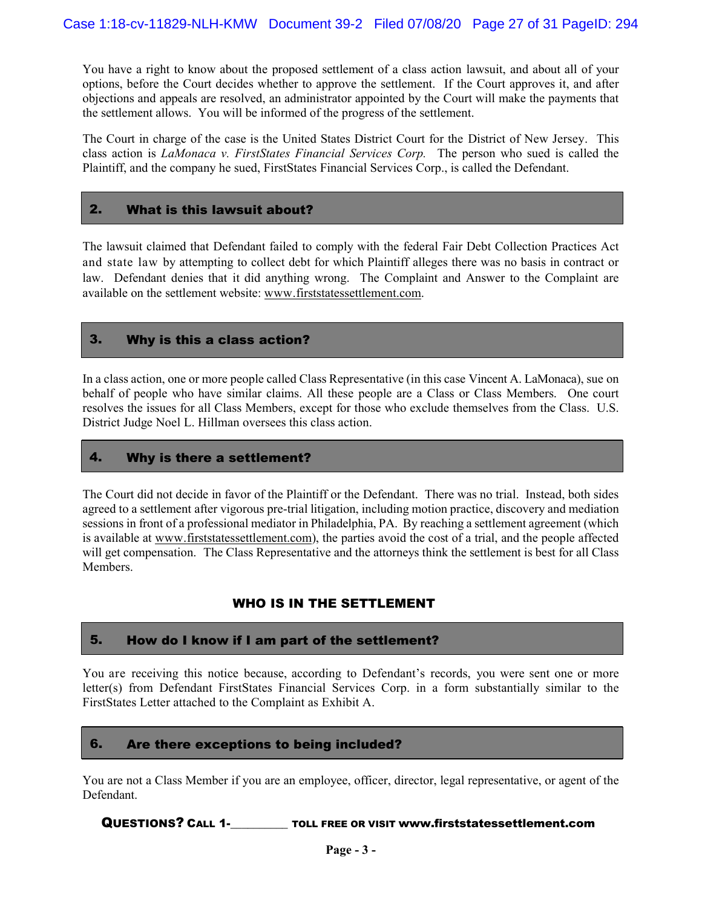You have a right to know about the proposed settlement of a class action lawsuit, and about all of your options, before the Court decides whether to approve the settlement. If the Court approves it, and after objections and appeals are resolved, an administrator appointed by the Court will make the payments that the settlement allows. You will be informed of the progress of the settlement.

The Court in charge of the case is the United States District Court for the District of New Jersey. This class action is *LaMonaca v. FirstStates Financial Services Corp.* The person who sued is called the Plaintiff, and the company he sued, FirstStates Financial Services Corp., is called the Defendant.

## 2. What is this lawsuit about?

The lawsuit claimed that Defendant failed to comply with the federal Fair Debt Collection Practices Act and state law by attempting to collect debt for which Plaintiff alleges there was no basis in contract or law. Defendant denies that it did anything wrong. The Complaint and Answer to the Complaint are available on the settlement website: www.firststatessettlement.com.

## 3. Why is this a class action?

In a class action, one or more people called Class Representative (in this case Vincent A. LaMonaca), sue on behalf of people who have similar claims. All these people are a Class or Class Members. One court resolves the issues for all Class Members, except for those who exclude themselves from the Class. U.S. District Judge Noel L. Hillman oversees this class action.

## 4. Why is there a settlement?

The Court did not decide in favor of the Plaintiff or the Defendant. There was no trial. Instead, both sides agreed to a settlement after vigorous pre-trial litigation, including motion practice, discovery and mediation sessions in front of a professional mediator in Philadelphia, PA. By reaching a settlement agreement (which is available at www.firststatessettlement.com), the parties avoid the cost of a trial, and the people affected will get compensation. The Class Representative and the attorneys think the settlement is best for all Class Members.

# WHO IS IN THE SETTLEMENT

## 5. How do I know if I am part of the settlement?

You are receiving this notice because, according to Defendant's records, you were sent one or more letter(s) from Defendant FirstStates Financial Services Corp. in a form substantially similar to the FirstStates Letter attached to the Complaint as Exhibit A.

## 6. Are there exceptions to being included?

You are not a Class Member if you are an employee, officer, director, legal representative, or agent of the Defendant.

**QUESTIONS? CALL 1-\_\_\_\_\_\_\_\_\_ TOLL FREE OR VISIT www.firststatessettlement.com**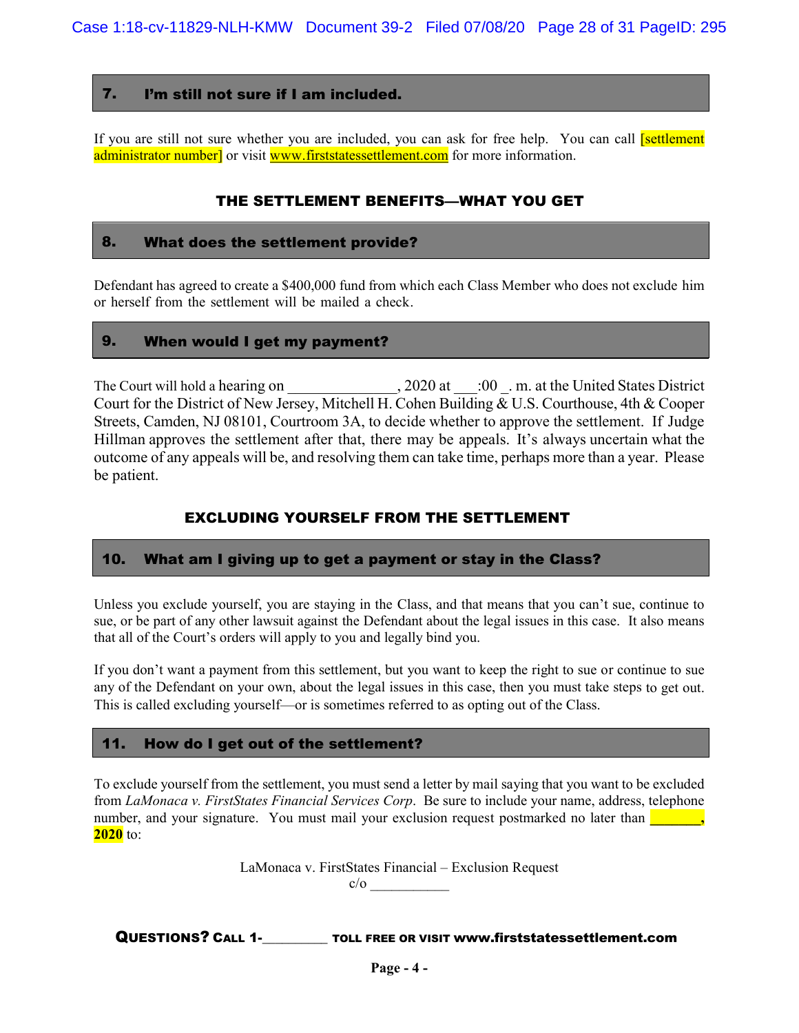## 7. I'm still not sure if I am included.

If you are still not sure whether you are included, you can ask for free help. You can call [settlement administrator number] or visit www.firststatessettlement.com for more information.

### THE SETTLEMENT BENEFITS—WHAT YOU GET

## 8. What does the settlement provide?

Defendant has agreed to create a $400,000 fund from which each Class Member who does not exclude him or herself from the settlement will be mailed a check.

## 9. When would I get my payment?

The Court will hold a hearing on ______________, 2020 at ___:00 _. m. at the United States District Court for the District of New Jersey, Mitchell H. Cohen Building & U.S. Courthouse, 4th & Cooper Streets, Camden, NJ 08101, Courtroom 3A, to decide whether to approve the settlement. If Judge Hillman approves the settlement after that, there may be appeals. It's always uncertain what the outcome of any appeals will be, and resolving them can take time, perhaps more than a year. Please be patient.

### EXCLUDING YOURSELF FROM THE SETTLEMENT

## 10. What am I giving up to get a payment or stay in the Class?

Unless you exclude yourself, you are staying in the Class, and that means that you can't sue, continue to sue, or be part of any other lawsuit against the Defendant about the legal issues in this case. It also means that all of the Court's orders will apply to you and legally bind you.

If you don't want a payment from this settlement, but you want to keep the right to sue or continue to sue any of the Defendant on your own, about the legal issues in this case, then you must take steps to get out. This is called excluding yourself—or is sometimes referred to as opting out of the Class.

## 11. How do I get out of the settlement?

To exclude yourself from the settlement, you must send a letter by mail saying that you want to be excluded from *LaMonaca v. FirstStates Financial Services Corp*. Be sure to include your name, address, telephone number, and your signature. You must mail your exclusion request postmarked no later than **_______, 2020** to:

LaMonaca v. FirstStates Financial – Exclusion Request
c/o ___________

**QUESTIONS? CALL 1-_________ TOLL FREE OR VISIT www.firststatessettlement.com**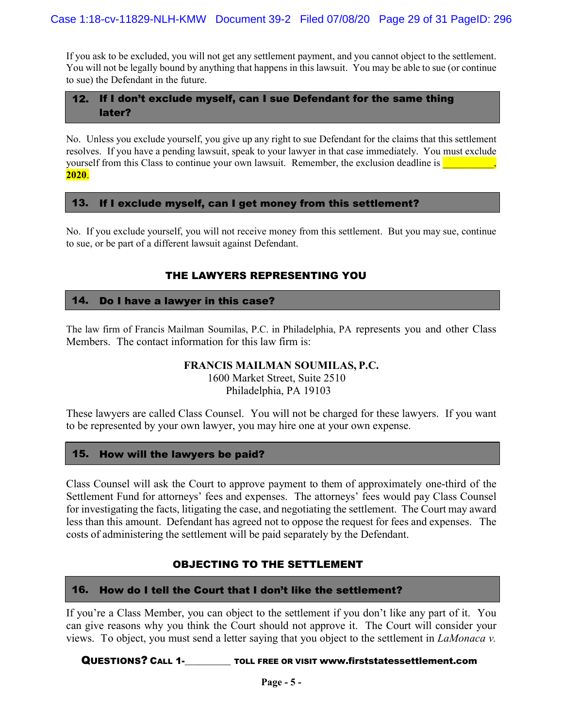If you ask to be excluded, you will not get any settlement payment, and you cannot object to the settlement. You will not be legally bound by anything that happens in this lawsuit. You may be able to sue (or continue to sue) the Defendant in the future.

### 12. If I don't exclude myself, can I sue Defendant for the same thing later?

No. Unless you exclude yourself, you give up any right to sue Defendant for the claims that this settlement resolves. If you have a pending lawsuit, speak to your lawyer in that case immediately. You must exclude yourself from this Class to continue your own lawsuit. Remember, the exclusion deadline is **__________, 2020**.

### 13. If I exclude myself, can I get money from this settlement?

No. If you exclude yourself, you will not receive money from this settlement. But you may sue, continue to sue, or be part of a different lawsuit against Defendant.

## THE LAWYERS REPRESENTING YOU

### 14. Do I have a lawyer in this case?

The law firm of Francis Mailman Soumilas, P.C. in Philadelphia, PA represents you and other Class Members. The contact information for this law firm is:

**FRANCIS MAILMAN SOUMILAS, P.C.**
1600 Market Street, Suite 2510
Philadelphia, PA 19103

These lawyers are called Class Counsel. You will not be charged for these lawyers. If you want to be represented by your own lawyer, you may hire one at your own expense.

### 15. How will the lawyers be paid?

Class Counsel will ask the Court to approve payment to them of approximately one-third of the Settlement Fund for attorneys' fees and expenses. The attorneys' fees would pay Class Counsel for investigating the facts, litigating the case, and negotiating the settlement. The Court may award less than this amount. Defendant has agreed not to oppose the request for fees and expenses. The costs of administering the settlement will be paid separately by the Defendant.

## OBJECTING TO THE SETTLEMENT

### 16. How do I tell the Court that I don't like the settlement?

If you're a Class Member, you can object to the settlement if you don't like any part of it. You can give reasons why you think the Court should not approve it. The Court will consider your views. To object, you must send a letter saying that you object to the settlement in *LaMonaca v.*

**QUESTIONS? CALL 1-_________ TOLL FREE OR VISIT www.firststatessettlement.com**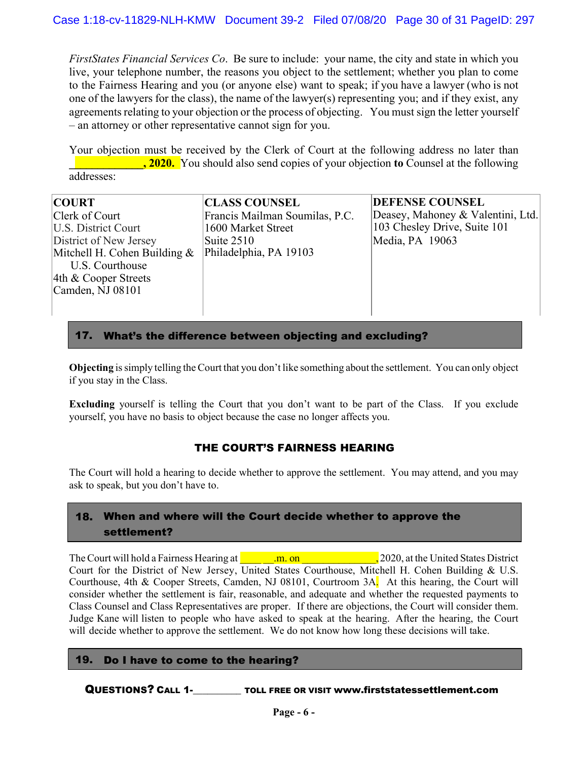*FirstStates Financial Services Co*. Be sure to include: your name, the city and state in which you live, your telephone number, the reasons you object to the settlement; whether you plan to come to the Fairness Hearing and you (or anyone else) want to speak; if you have a lawyer (who is not one of the lawyers for the class), the name of the lawyer(s) representing you; and if they exist, any agreements relating to your objection or the process of objecting. You must sign the letter yourself – an attorney or other representative cannot sign for you.

Your objection must be received by the Clerk of Court at the following address no later than **____________, 2020.** You should also send copies of your objection **to** Counsel at the following addresses:

| **COURT** | **CLASS COUNSEL** | **DEFENSE COUNSEL** |
|---|---|---|
| Clerk of Court<br>U.S. District Court<br>District of New Jersey<br>Mitchell H. Cohen Building & U.S. Courthouse<br>4th & Cooper Streets<br>Camden, NJ 08101 | Francis Mailman Soumilas, P.C.<br>1600 Market Street<br>Suite 2510<br>Philadelphia, PA 19103 | Deasey, Mahoney & Valentini, Ltd.<br>103 Chesley Drive, Suite 101<br>Media, PA 19063 |

### 17. What's the difference between objecting and excluding?

**Objecting** is simply telling the Court that you don't like something about the settlement. You can only object if you stay in the Class.

**Excluding** yourself is telling the Court that you don't want to be part of the Class. If you exclude yourself, you have no basis to object because the case no longer affects you.

## THE COURT'S FAIRNESS HEARING

The Court will hold a hearing to decide whether to approve the settlement. You may attend, and you may ask to speak, but you don't have to.

### 18. When and where will the Court decide whether to approve the settlement?

The Court will hold a Fairness Hearing at ____ __.m. on ______________, 2020, at the United States District Court for the District of New Jersey, United States Courthouse, Mitchell H. Cohen Building & U.S. Courthouse, 4th & Cooper Streets, Camden, NJ 08101, Courtroom 3A. At this hearing, the Court will consider whether the settlement is fair, reasonable, and adequate and whether the requested payments to Class Counsel and Class Representatives are proper. If there are objections, the Court will consider them. Judge Kane will listen to people who have asked to speak at the hearing. After the hearing, the Court will decide whether to approve the settlement. We do not know how long these decisions will take.

### 19. Do I have to come to the hearing?

**QUESTIONS? CALL 1-_________ TOLL FREE OR VISIT www.firststatessettlement.com**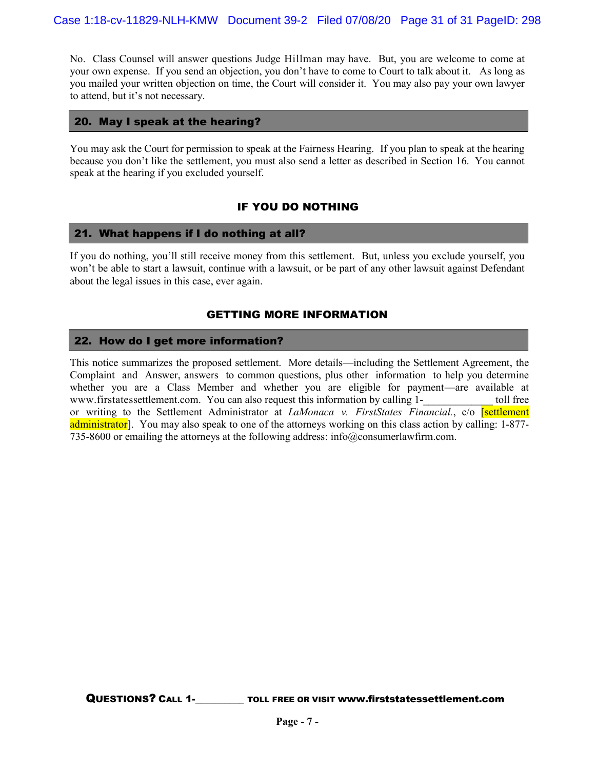No. Class Counsel will answer questions Judge Hillman may have. But, you are welcome to come at your own expense. If you send an objection, you don't have to come to Court to talk about it. As long as you mailed your written objection on time, the Court will consider it. You may also pay your own lawyer to attend, but it's not necessary.

### 20. May I speak at the hearing?

You may ask the Court for permission to speak at the Fairness Hearing. If you plan to speak at the hearing because you don't like the settlement, you must also send a letter as described in Section 16. You cannot speak at the hearing if you excluded yourself.

## IF YOU DO NOTHING

### 21. What happens if I do nothing at all?

If you do nothing, you'll still receive money from this settlement. But, unless you exclude yourself, you won't be able to start a lawsuit, continue with a lawsuit, or be part of any other lawsuit against Defendant about the legal issues in this case, ever again.

## GETTING MORE INFORMATION

### 22. How do I get more information?

This notice summarizes the proposed settlement. More details—including the Settlement Agreement, the Complaint and Answer, answers to common questions, plus other information to help you determine whether you are a Class Member and whether you are eligible for payment—are available at www.firststatessettlement.com. You can also request this information by calling 1-_____________ toll free or writing to the Settlement Administrator at *LaMonaca v. FirstStates Financial.*, c/o [settlement administrator]. You may also speak to one of the attorneys working on this class action by calling: 1-877-735-8600 or emailing the attorneys at the following address: info@consumerlawfirm.com.

**QUESTIONS? CALL 1-_________ TOLL FREE OR VISIT www.firststatessettlement.com**